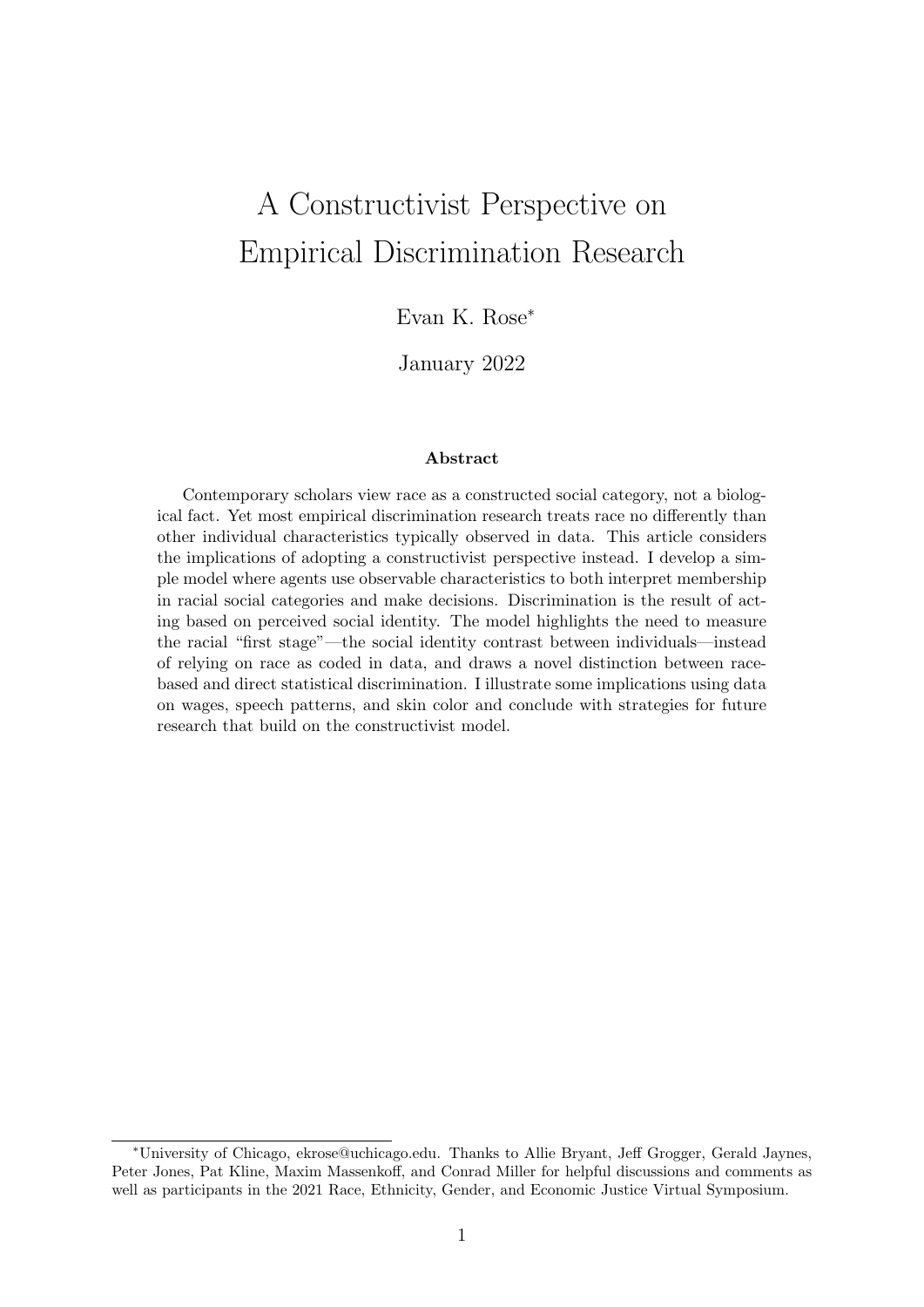# A Constructivist Perspective on Empirical Discrimination Research

Evan K. Rose*

January 2022

### Abstract

Contemporary scholars view race as a constructed social category, not a biological fact. Yet most empirical discrimination research treats race no differently than other individual characteristics typically observed in data. This article considers the implications of adopting a constructivist perspective instead. I develop a simple model where agents use observable characteristics to both interpret membership in racial social categories and make decisions. Discrimination is the result of acting based on perceived social identity. The model highlights the need to measure the racial "first stage"—the social identity contrast between individuals—instead of relying on race as coded in data, and draws a novel distinction between race-based and direct statistical discrimination. I illustrate some implications using data on wages, speech patterns, and skin color and conclude with strategies for future research that build on the constructivist model.

---

*University of Chicago, ekrose@uchicago.edu. Thanks to Allie Bryant, Jeff Grogger, Gerald Jaynes, Peter Jones, Pat Kline, Maxim Massenkoff, and Conrad Miller for helpful discussions and comments as well as participants in the 2021 Race, Ethnicity, Gender, and Economic Justice Virtual Symposium.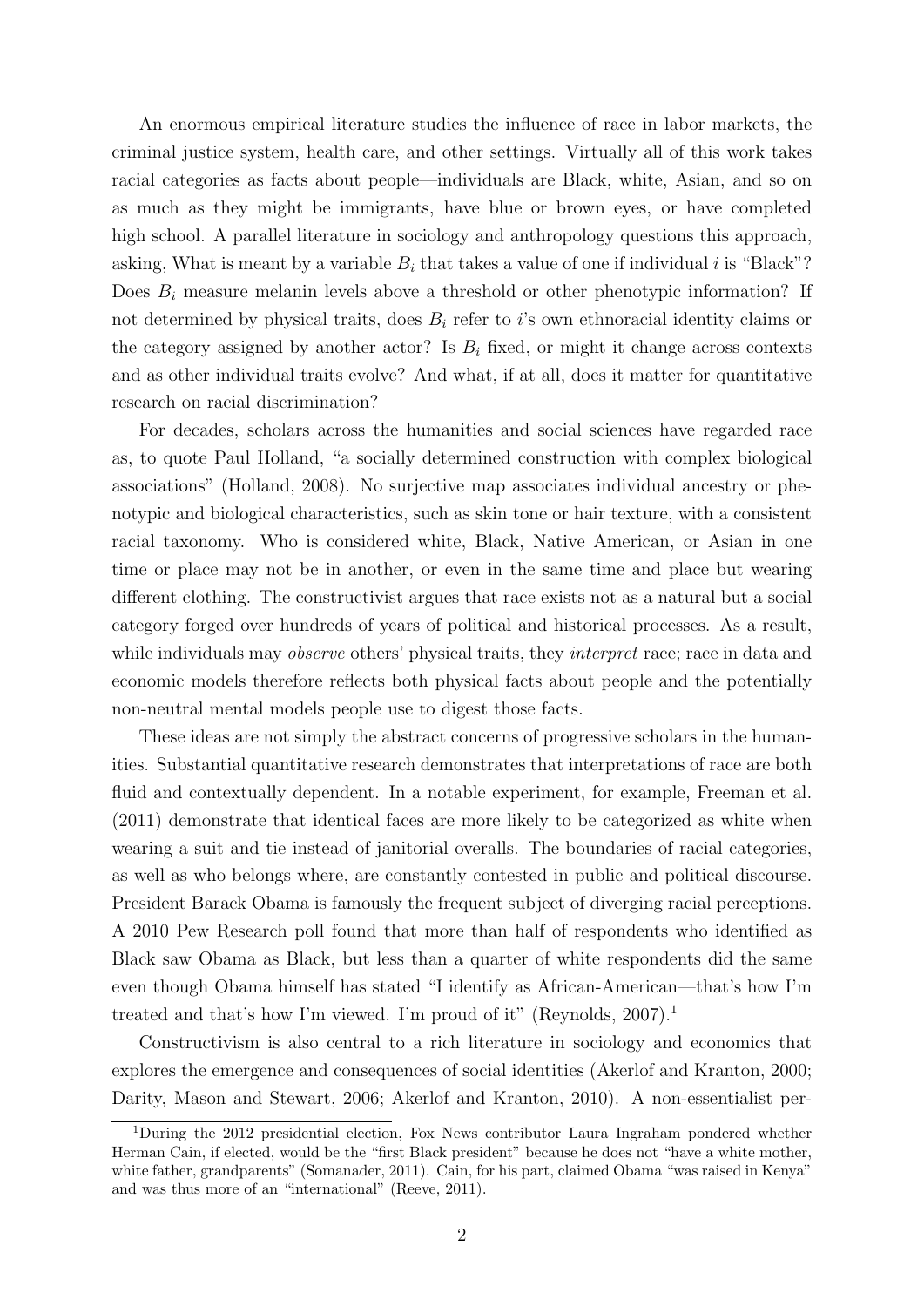An enormous empirical literature studies the influence of race in labor markets, the criminal justice system, health care, and other settings. Virtually all of this work takes racial categories as facts about people—individuals are Black, white, Asian, and so on as much as they might be immigrants, have blue or brown eyes, or have completed high school. A parallel literature in sociology and anthropology questions this approach, asking, What is meant by a variable $B_i$ that takes a value of one if individual $i$ is "Black"? Does $B_i$ measure melanin levels above a threshold or other phenotypic information? If not determined by physical traits, does $B_i$ refer to $i$'s own ethnoracial identity claims or the category assigned by another actor? Is $B_i$ fixed, or might it change across contexts and as other individual traits evolve? And what, if at all, does it matter for quantitative research on racial discrimination?

For decades, scholars across the humanities and social sciences have regarded race as, to quote Paul Holland, "a socially determined construction with complex biological associations" (Holland, 2008). No surjective map associates individual ancestry or phenotypic and biological characteristics, such as skin tone or hair texture, with a consistent racial taxonomy. Who is considered white, Black, Native American, or Asian in one time or place may not be in another, or even in the same time and place but wearing different clothing. The constructivist argues that race exists not as a natural but a social category forged over hundreds of years of political and historical processes. As a result, while individuals may *observe* others' physical traits, they *interpret* race; race in data and economic models therefore reflects both physical facts about people and the potentially non-neutral mental models people use to digest those facts.

These ideas are not simply the abstract concerns of progressive scholars in the humanities. Substantial quantitative research demonstrates that interpretations of race are both fluid and contextually dependent. In a notable experiment, for example, Freeman et al. (2011) demonstrate that identical faces are more likely to be categorized as white when wearing a suit and tie instead of janitorial overalls. The boundaries of racial categories, as well as who belongs where, are constantly contested in public and political discourse. President Barack Obama is famously the frequent subject of diverging racial perceptions. A 2010 Pew Research poll found that more than half of respondents who identified as Black saw Obama as Black, but less than a quarter of white respondents did the same even though Obama himself has stated "I identify as African-American—that's how I'm treated and that's how I'm viewed. I'm proud of it" (Reynolds, 2007).[1]

Constructivism is also central to a rich literature in sociology and economics that explores the emergence and consequences of social identities (Akerlof and Kranton, 2000; Darity, Mason and Stewart, 2006; Akerlof and Kranton, 2010). A non-essentialist per-

[1] During the 2012 presidential election, Fox News contributor Laura Ingraham pondered whether Herman Cain, if elected, would be the "first Black president" because he does not "have a white mother, white father, grandparents" (Somanader, 2011). Cain, for his part, claimed Obama "was raised in Kenya" and was thus more of an "international" (Reeve, 2011).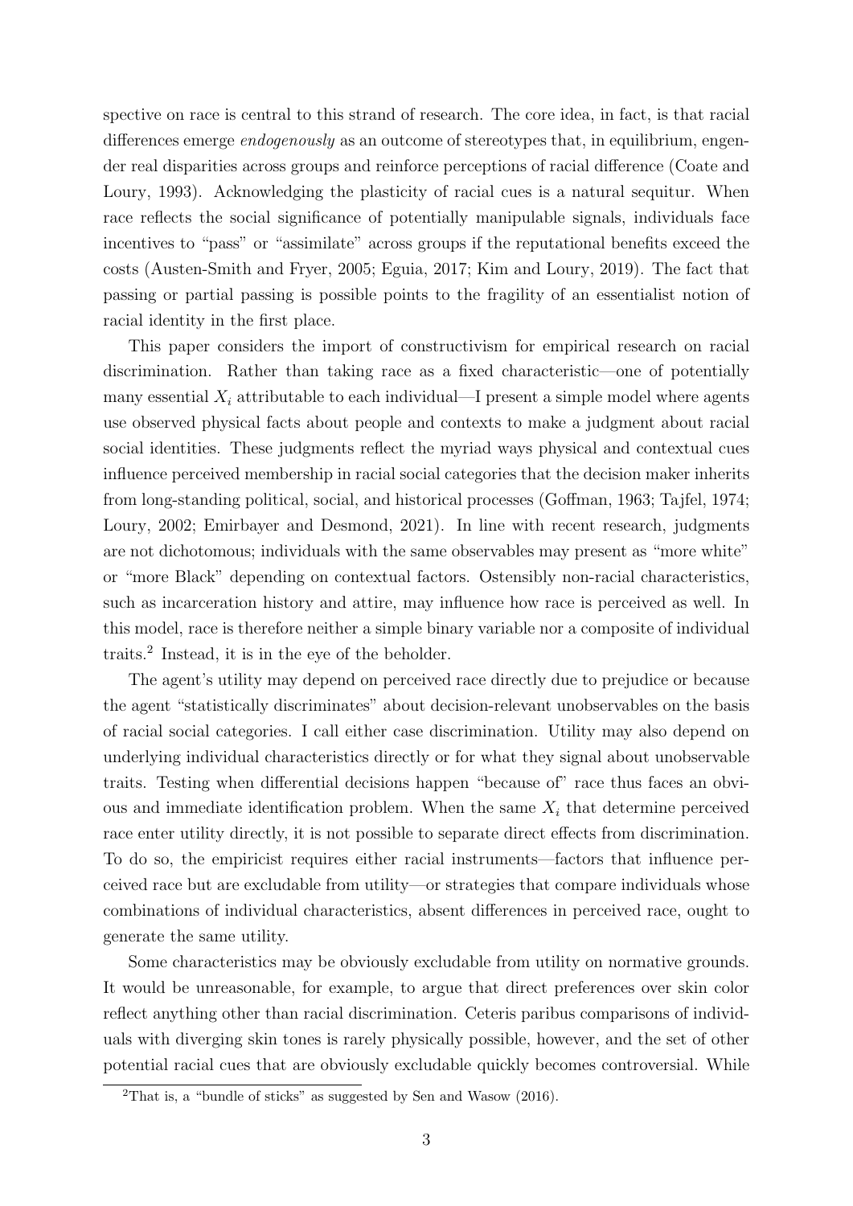spective on race is central to this strand of research. The core idea, in fact, is that racial differences emerge *endogenously* as an outcome of stereotypes that, in equilibrium, engender real disparities across groups and reinforce perceptions of racial difference (Coate and Loury, 1993). Acknowledging the plasticity of racial cues is a natural sequitur. When race reflects the social significance of potentially manipulable signals, individuals face incentives to "pass" or "assimilate" across groups if the reputational benefits exceed the costs (Austen-Smith and Fryer, 2005; Eguia, 2017; Kim and Loury, 2019). The fact that passing or partial passing is possible points to the fragility of an essentialist notion of racial identity in the first place.

This paper considers the import of constructivism for empirical research on racial discrimination. Rather than taking race as a fixed characteristic—one of potentially many essential $X_i$ attributable to each individual—I present a simple model where agents use observed physical facts about people and contexts to make a judgment about racial social identities. These judgments reflect the myriad ways physical and contextual cues influence perceived membership in racial social categories that the decision maker inherits from long-standing political, social, and historical processes (Goffman, 1963; Tajfel, 1974; Loury, 2002; Emirbayer and Desmond, 2021). In line with recent research, judgments are not dichotomous; individuals with the same observables may present as "more white" or "more Black" depending on contextual factors. Ostensibly non-racial characteristics, such as incarceration history and attire, may influence how race is perceived as well. In this model, race is therefore neither a simple binary variable nor a composite of individual traits.[2] Instead, it is in the eye of the beholder.

The agent's utility may depend on perceived race directly due to prejudice or because the agent "statistically discriminates" about decision-relevant unobservables on the basis of racial social categories. I call either case discrimination. Utility may also depend on underlying individual characteristics directly or for what they signal about unobservable traits. Testing when differential decisions happen "because of" race thus faces an obvious and immediate identification problem. When the same $X_i$ that determine perceived race enter utility directly, it is not possible to separate direct effects from discrimination. To do so, the empiricist requires either racial instruments—factors that influence perceived race but are excludable from utility—or strategies that compare individuals whose combinations of individual characteristics, absent differences in perceived race, ought to generate the same utility.

Some characteristics may be obviously excludable from utility on normative grounds. It would be unreasonable, for example, to argue that direct preferences over skin color reflect anything other than racial discrimination. Ceteris paribus comparisons of individuals with diverging skin tones is rarely physically possible, however, and the set of other potential racial cues that are obviously excludable quickly becomes controversial. While

[2] That is, a "bundle of sticks" as suggested by Sen and Wasow (2016).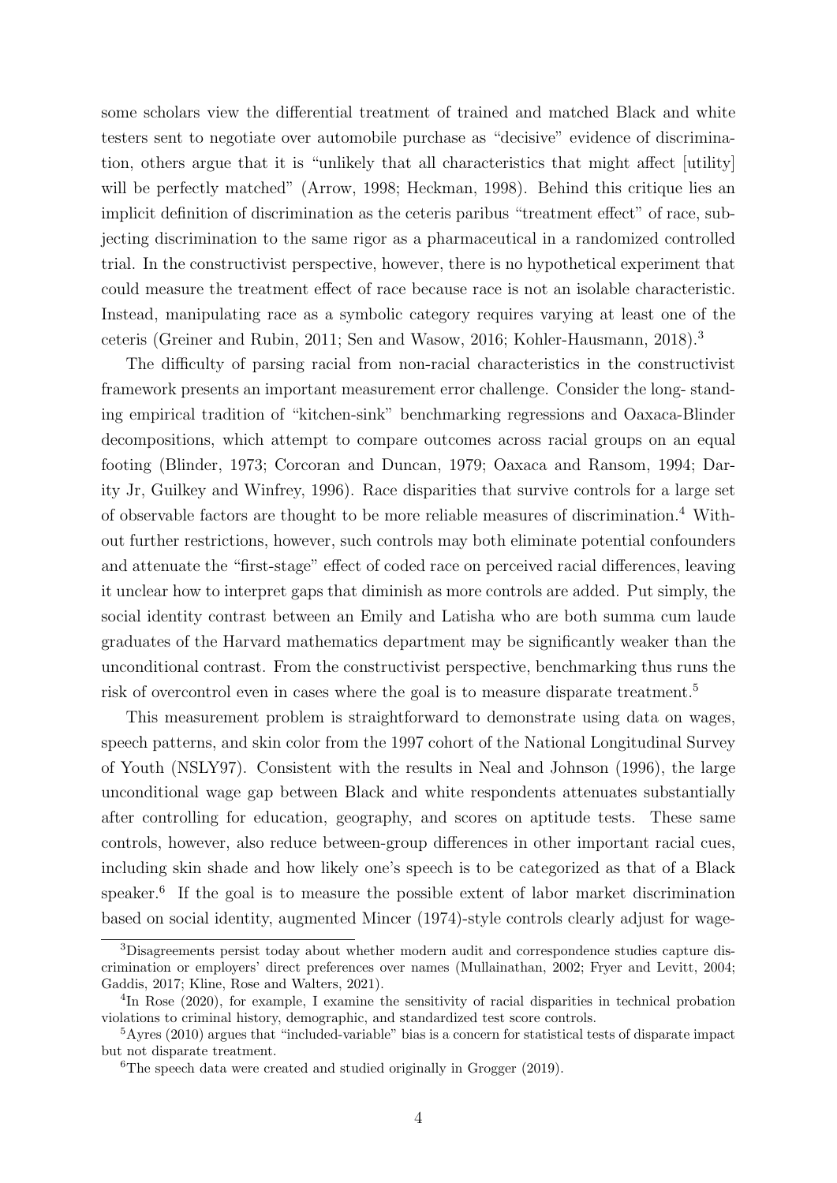some scholars view the differential treatment of trained and matched Black and white testers sent to negotiate over automobile purchase as "decisive" evidence of discrimination, others argue that it is "unlikely that all characteristics that might affect [utility] will be perfectly matched" (Arrow, 1998; Heckman, 1998). Behind this critique lies an implicit definition of discrimination as the ceteris paribus "treatment effect" of race, subjecting discrimination to the same rigor as a pharmaceutical in a randomized controlled trial. In the constructivist perspective, however, there is no hypothetical experiment that could measure the treatment effect of race because race is not an isolable characteristic. Instead, manipulating race as a symbolic category requires varying at least one of the ceteris (Greiner and Rubin, 2011; Sen and Wasow, 2016; Kohler-Hausmann, 2018).[3]

The difficulty of parsing racial from non-racial characteristics in the constructivist framework presents an important measurement error challenge. Consider the long- standing empirical tradition of "kitchen-sink" benchmarking regressions and Oaxaca-Blinder decompositions, which attempt to compare outcomes across racial groups on an equal footing (Blinder, 1973; Corcoran and Duncan, 1979; Oaxaca and Ransom, 1994; Darity Jr, Guilkey and Winfrey, 1996). Race disparities that survive controls for a large set of observable factors are thought to be more reliable measures of discrimination.[4] Without further restrictions, however, such controls may both eliminate potential confounders and attenuate the "first-stage" effect of coded race on perceived racial differences, leaving it unclear how to interpret gaps that diminish as more controls are added. Put simply, the social identity contrast between an Emily and Latisha who are both summa cum laude graduates of the Harvard mathematics department may be significantly weaker than the unconditional contrast. From the constructivist perspective, benchmarking thus runs the risk of overcontrol even in cases where the goal is to measure disparate treatment.[5]

This measurement problem is straightforward to demonstrate using data on wages, speech patterns, and skin color from the 1997 cohort of the National Longitudinal Survey of Youth (NSLY97). Consistent with the results in Neal and Johnson (1996), the large unconditional wage gap between Black and white respondents attenuates substantially after controlling for education, geography, and scores on aptitude tests. These same controls, however, also reduce between-group differences in other important racial cues, including skin shade and how likely one's speech is to be categorized as that of a Black speaker.[6] If the goal is to measure the possible extent of labor market discrimination based on social identity, augmented Mincer (1974)-style controls clearly adjust for wage-

---

[3] Disagreements persist today about whether modern audit and correspondence studies capture discrimination or employers' direct preferences over names (Mullainathan, 2002; Fryer and Levitt, 2004; Gaddis, 2017; Kline, Rose and Walters, 2021).

[4] In Rose (2020), for example, I examine the sensitivity of racial disparities in technical probation violations to criminal history, demographic, and standardized test score controls.

[5] Ayres (2010) argues that "included-variable" bias is a concern for statistical tests of disparate impact but not disparate treatment.

[6] The speech data were created and studied originally in Grogger (2019).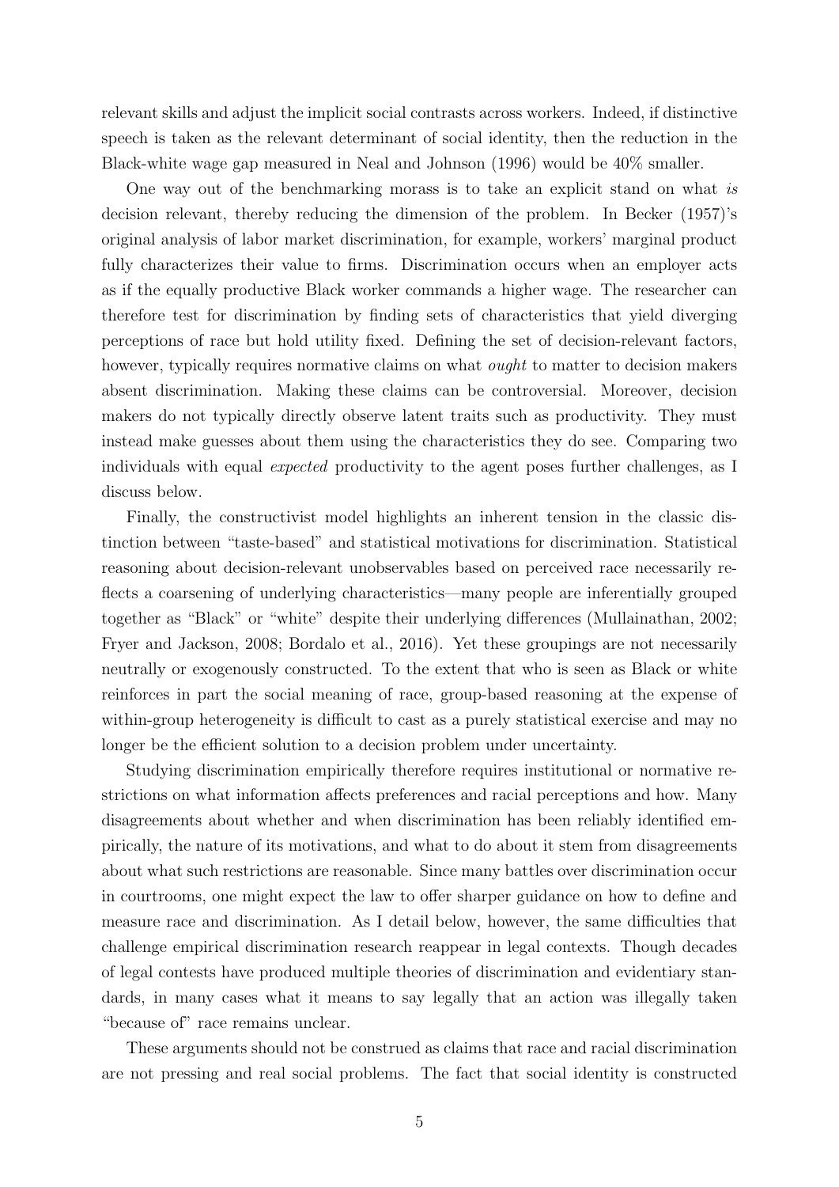relevant skills and adjust the implicit social contrasts across workers. Indeed, if distinctive speech is taken as the relevant determinant of social identity, then the reduction in the Black-white wage gap measured in Neal and Johnson (1996) would be 40% smaller.

One way out of the benchmarking morass is to take an explicit stand on what *is* decision relevant, thereby reducing the dimension of the problem. In Becker (1957)'s original analysis of labor market discrimination, for example, workers' marginal product fully characterizes their value to firms. Discrimination occurs when an employer acts as if the equally productive Black worker commands a higher wage. The researcher can therefore test for discrimination by finding sets of characteristics that yield diverging perceptions of race but hold utility fixed. Defining the set of decision-relevant factors, however, typically requires normative claims on what *ought* to matter to decision makers absent discrimination. Making these claims can be controversial. Moreover, decision makers do not typically directly observe latent traits such as productivity. They must instead make guesses about them using the characteristics they do see. Comparing two individuals with equal *expected* productivity to the agent poses further challenges, as I discuss below.

Finally, the constructivist model highlights an inherent tension in the classic distinction between "taste-based" and statistical motivations for discrimination. Statistical reasoning about decision-relevant unobservables based on perceived race necessarily reflects a coarsening of underlying characteristics—many people are inferentially grouped together as "Black" or "white" despite their underlying differences (Mullainathan, 2002; Fryer and Jackson, 2008; Bordalo et al., 2016). Yet these groupings are not necessarily neutrally or exogenously constructed. To the extent that who is seen as Black or white reinforces in part the social meaning of race, group-based reasoning at the expense of within-group heterogeneity is difficult to cast as a purely statistical exercise and may no longer be the efficient solution to a decision problem under uncertainty.

Studying discrimination empirically therefore requires institutional or normative restrictions on what information affects preferences and racial perceptions and how. Many disagreements about whether and when discrimination has been reliably identified empirically, the nature of its motivations, and what to do about it stem from disagreements about what such restrictions are reasonable. Since many battles over discrimination occur in courtrooms, one might expect the law to offer sharper guidance on how to define and measure race and discrimination. As I detail below, however, the same difficulties that challenge empirical discrimination research reappear in legal contexts. Though decades of legal contests have produced multiple theories of discrimination and evidentiary standards, in many cases what it means to say legally that an action was illegally taken "because of" race remains unclear.

These arguments should not be construed as claims that race and racial discrimination are not pressing and real social problems. The fact that social identity is constructed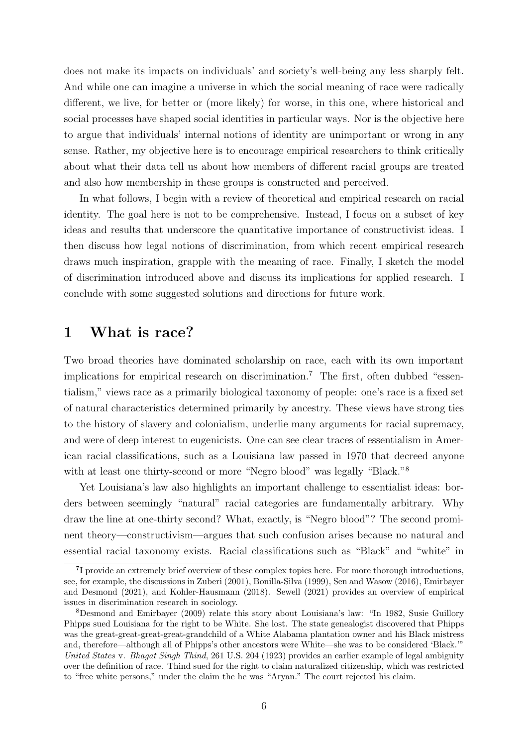does not make its impacts on individuals' and society's well-being any less sharply felt. And while one can imagine a universe in which the social meaning of race were radically different, we live, for better or (more likely) for worse, in this one, where historical and social processes have shaped social identities in particular ways. Nor is the objective here to argue that individuals' internal notions of identity are unimportant or wrong in any sense. Rather, my objective here is to encourage empirical researchers to think critically about what their data tell us about how members of different racial groups are treated and also how membership in these groups is constructed and perceived.

In what follows, I begin with a review of theoretical and empirical research on racial identity. The goal here is not to be comprehensive. Instead, I focus on a subset of key ideas and results that underscore the quantitative importance of constructivist ideas. I then discuss how legal notions of discrimination, from which recent empirical research draws much inspiration, grapple with the meaning of race. Finally, I sketch the model of discrimination introduced above and discuss its implications for applied research. I conclude with some suggested solutions and directions for future work.

# 1 What is race?

Two broad theories have dominated scholarship on race, each with its own important implications for empirical research on discrimination.[7] The first, often dubbed "essentialism," views race as a primarily biological taxonomy of people: one's race is a fixed set of natural characteristics determined primarily by ancestry. These views have strong ties to the history of slavery and colonialism, underlie many arguments for racial supremacy, and were of deep interest to eugenicists. One can see clear traces of essentialism in American racial classifications, such as a Louisiana law passed in 1970 that decreed anyone with at least one thirty-second or more "Negro blood" was legally "Black."[8]

Yet Louisiana's law also highlights an important challenge to essentialist ideas: borders between seemingly "natural" racial categories are fundamentally arbitrary. Why draw the line at one-thirty second? What, exactly, is "Negro blood"? The second prominent theory—constructivism—argues that such confusion arises because no natural and essential racial taxonomy exists. Racial classifications such as "Black" and "white" in

[7] I provide an extremely brief overview of these complex topics here. For more thorough introductions, see, for example, the discussions in Zuberi (2001), Bonilla-Silva (1999), Sen and Wasow (2016), Emirbayer and Desmond (2021), and Kohler-Hausmann (2018). Sewell (2021) provides an overview of empirical issues in discrimination research in sociology.

[8] Desmond and Emirbayer (2009) relate this story about Louisiana's law: "In 1982, Susie Guillory Phipps sued Louisiana for the right to be White. She lost. The state genealogist discovered that Phipps was the great-great-great-great-grandchild of a White Alabama plantation owner and his Black mistress and, therefore—although all of Phipps's other ancestors were White—she was to be considered 'Black.'" *United States* v. *Bhagat Singh Thind*, 261 U.S. 204 (1923) provides an earlier example of legal ambiguity over the definition of race. Thind sued for the right to claim naturalized citizenship, which was restricted to "free white persons," under the claim the he was "Aryan." The court rejected his claim.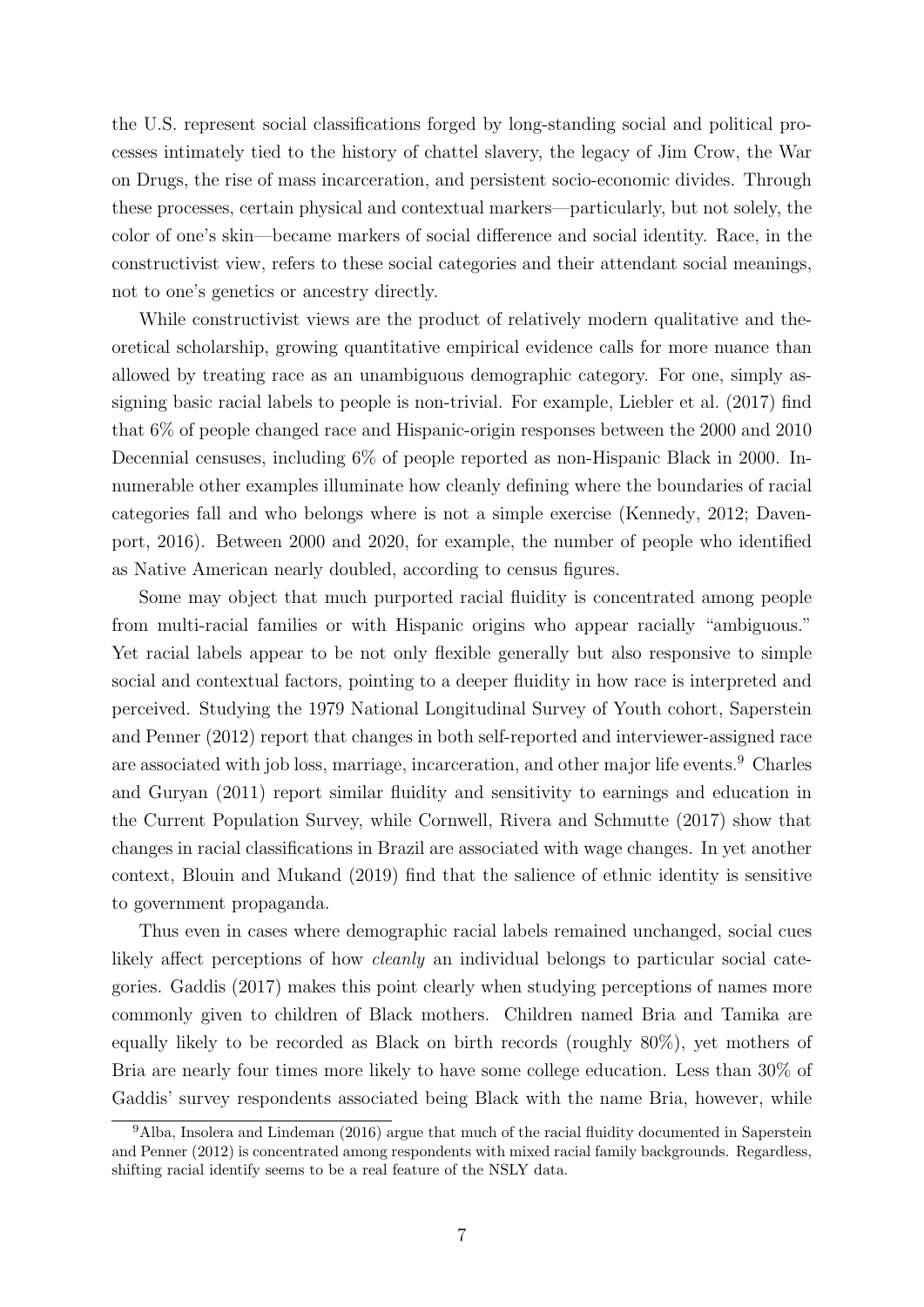the U.S. represent social classifications forged by long-standing social and political processes intimately tied to the history of chattel slavery, the legacy of Jim Crow, the War on Drugs, the rise of mass incarceration, and persistent socio-economic divides. Through these processes, certain physical and contextual markers—particularly, but not solely, the color of one's skin—became markers of social difference and social identity. Race, in the constructivist view, refers to these social categories and their attendant social meanings, not to one's genetics or ancestry directly.

While constructivist views are the product of relatively modern qualitative and theoretical scholarship, growing quantitative empirical evidence calls for more nuance than allowed by treating race as an unambiguous demographic category. For one, simply assigning basic racial labels to people is non-trivial. For example, Liebler et al. (2017) find that 6% of people changed race and Hispanic-origin responses between the 2000 and 2010 Decennial censuses, including 6% of people reported as non-Hispanic Black in 2000. Innumerable other examples illuminate how cleanly defining where the boundaries of racial categories fall and who belongs where is not a simple exercise (Kennedy, 2012; Davenport, 2016). Between 2000 and 2020, for example, the number of people who identified as Native American nearly doubled, according to census figures.

Some may object that much purported racial fluidity is concentrated among people from multi-racial families or with Hispanic origins who appear racially "ambiguous." Yet racial labels appear to be not only flexible generally but also responsive to simple social and contextual factors, pointing to a deeper fluidity in how race is interpreted and perceived. Studying the 1979 National Longitudinal Survey of Youth cohort, Saperstein and Penner (2012) report that changes in both self-reported and interviewer-assigned race are associated with job loss, marriage, incarceration, and other major life events.[9] Charles and Guryan (2011) report similar fluidity and sensitivity to earnings and education in the Current Population Survey, while Cornwell, Rivera and Schmutte (2017) show that changes in racial classifications in Brazil are associated with wage changes. In yet another context, Blouin and Mukand (2019) find that the salience of ethnic identity is sensitive to government propaganda.

Thus even in cases where demographic racial labels remained unchanged, social cues likely affect perceptions of how *cleanly* an individual belongs to particular social categories. Gaddis (2017) makes this point clearly when studying perceptions of names more commonly given to children of Black mothers. Children named Bria and Tamika are equally likely to be recorded as Black on birth records (roughly 80%), yet mothers of Bria are nearly four times more likely to have some college education. Less than 30% of Gaddis' survey respondents associated being Black with the name Bria, however, while

[9] Alba, Insolera and Lindeman (2016) argue that much of the racial fluidity documented in Saperstein and Penner (2012) is concentrated among respondents with mixed racial family backgrounds. Regardless, shifting racial identify seems to be a real feature of the NSLY data.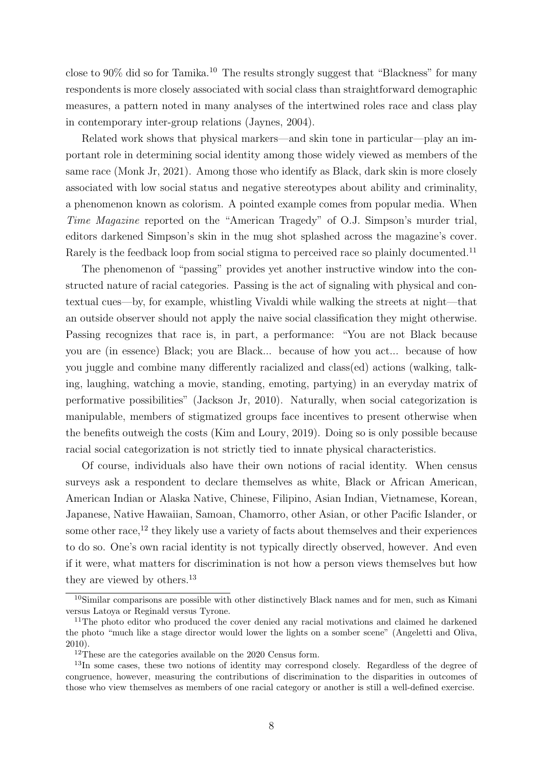close to 90% did so for Tamika.[10] The results strongly suggest that "Blackness" for many respondents is more closely associated with social class than straightforward demographic measures, a pattern noted in many analyses of the intertwined roles race and class play in contemporary inter-group relations (Jaynes, 2004).

Related work shows that physical markers—and skin tone in particular—play an important role in determining social identity among those widely viewed as members of the same race (Monk Jr, 2021). Among those who identify as Black, dark skin is more closely associated with low social status and negative stereotypes about ability and criminality, a phenomenon known as colorism. A pointed example comes from popular media. When *Time Magazine* reported on the "American Tragedy" of O.J. Simpson's murder trial, editors darkened Simpson's skin in the mug shot splashed across the magazine's cover. Rarely is the feedback loop from social stigma to perceived race so plainly documented.[11]

The phenomenon of "passing" provides yet another instructive window into the constructed nature of racial categories. Passing is the act of signaling with physical and contextual cues—by, for example, whistling Vivaldi while walking the streets at night—that an outside observer should not apply the naive social classification they might otherwise. Passing recognizes that race is, in part, a performance: "You are not Black because you are (in essence) Black; you are Black... because of how you act... because of how you juggle and combine many differently racialized and class(ed) actions (walking, talking, laughing, watching a movie, standing, emoting, partying) in an everyday matrix of performative possibilities" (Jackson Jr, 2010). Naturally, when social categorization is manipulable, members of stigmatized groups face incentives to present otherwise when the benefits outweigh the costs (Kim and Loury, 2019). Doing so is only possible because racial social categorization is not strictly tied to innate physical characteristics.

Of course, individuals also have their own notions of racial identity. When census surveys ask a respondent to declare themselves as white, Black or African American, American Indian or Alaska Native, Chinese, Filipino, Asian Indian, Vietnamese, Korean, Japanese, Native Hawaiian, Samoan, Chamorro, other Asian, or other Pacific Islander, or some other race,[12] they likely use a variety of facts about themselves and their experiences to do so. One's own racial identity is not typically directly observed, however. And even if it were, what matters for discrimination is not how a person views themselves but how they are viewed by others.[13]

---

[10] Similar comparisons are possible with other distinctively Black names and for men, such as Kimani versus Latoya or Reginald versus Tyrone.

[11] The photo editor who produced the cover denied any racial motivations and claimed he darkened the photo "much like a stage director would lower the lights on a somber scene" (Angeletti and Oliva, 2010).

[12] These are the categories available on the 2020 Census form.

[13] In some cases, these two notions of identity may correspond closely. Regardless of the degree of congruence, however, measuring the contributions of discrimination to the disparities in outcomes of those who view themselves as members of one racial category or another is still a well-defined exercise.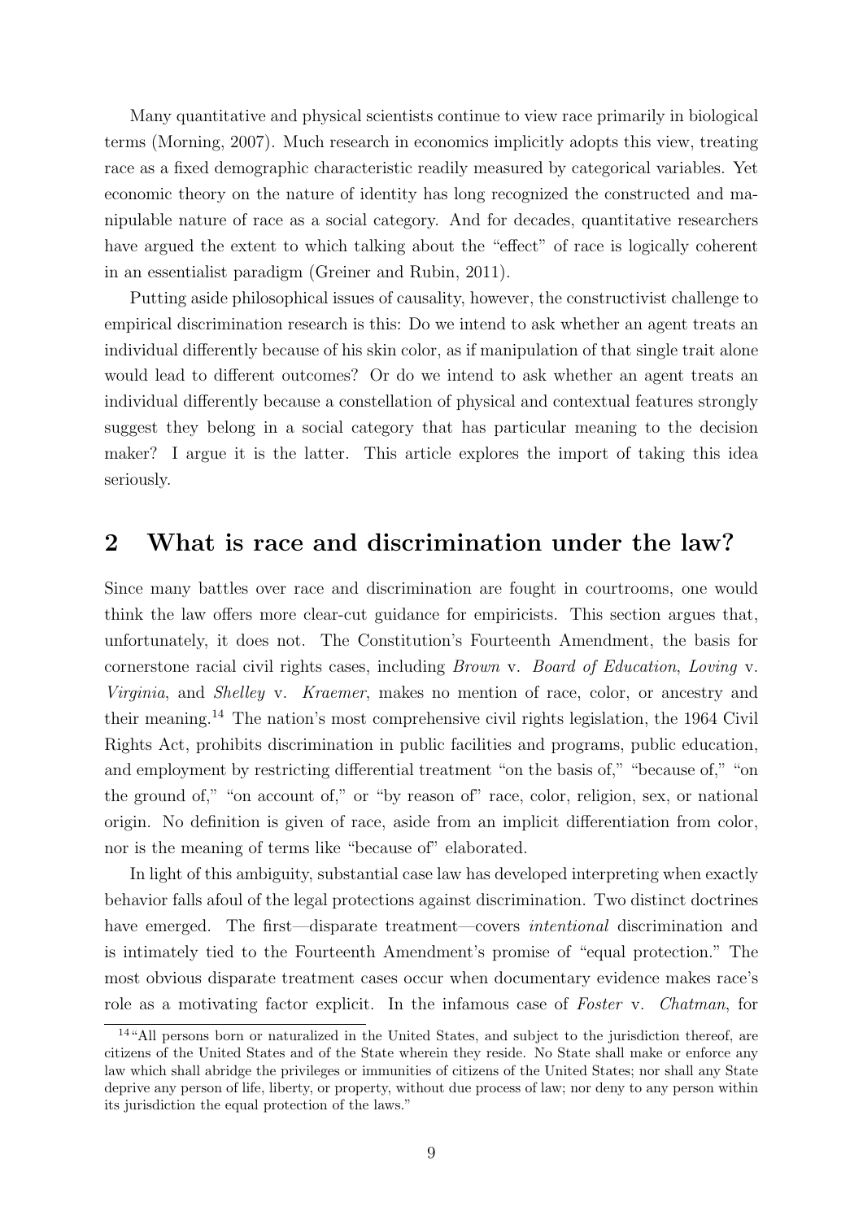Many quantitative and physical scientists continue to view race primarily in biological terms (Morning, 2007). Much research in economics implicitly adopts this view, treating race as a fixed demographic characteristic readily measured by categorical variables. Yet economic theory on the nature of identity has long recognized the constructed and manipulable nature of race as a social category. And for decades, quantitative researchers have argued the extent to which talking about the "effect" of race is logically coherent in an essentialist paradigm (Greiner and Rubin, 2011).

Putting aside philosophical issues of causality, however, the constructivist challenge to empirical discrimination research is this: Do we intend to ask whether an agent treats an individual differently because of his skin color, as if manipulation of that single trait alone would lead to different outcomes? Or do we intend to ask whether an agent treats an individual differently because a constellation of physical and contextual features strongly suggest they belong in a social category that has particular meaning to the decision maker? I argue it is the latter. This article explores the import of taking this idea seriously.

## 2 What is race and discrimination under the law?

Since many battles over race and discrimination are fought in courtrooms, one would think the law offers more clear-cut guidance for empiricists. This section argues that, unfortunately, it does not. The Constitution's Fourteenth Amendment, the basis for cornerstone racial civil rights cases, including *Brown* v. *Board of Education*, *Loving* v. *Virginia*, and *Shelley* v. *Kraemer*, makes no mention of race, color, or ancestry and their meaning.[14] The nation's most comprehensive civil rights legislation, the 1964 Civil Rights Act, prohibits discrimination in public facilities and programs, public education, and employment by restricting differential treatment "on the basis of," "because of," "on the ground of," "on account of," or "by reason of" race, color, religion, sex, or national origin. No definition is given of race, aside from an implicit differentiation from color, nor is the meaning of terms like "because of" elaborated.

In light of this ambiguity, substantial case law has developed interpreting when exactly behavior falls afoul of the legal protections against discrimination. Two distinct doctrines have emerged. The first—disparate treatment—covers *intentional* discrimination and is intimately tied to the Fourteenth Amendment's promise of "equal protection." The most obvious disparate treatment cases occur when documentary evidence makes race's role as a motivating factor explicit. In the infamous case of *Foster* v. *Chatman*, for

[14] "All persons born or naturalized in the United States, and subject to the jurisdiction thereof, are citizens of the United States and of the State wherein they reside. No State shall make or enforce any law which shall abridge the privileges or immunities of citizens of the United States; nor shall any State deprive any person of life, liberty, or property, without due process of law; nor deny to any person within its jurisdiction the equal protection of the laws."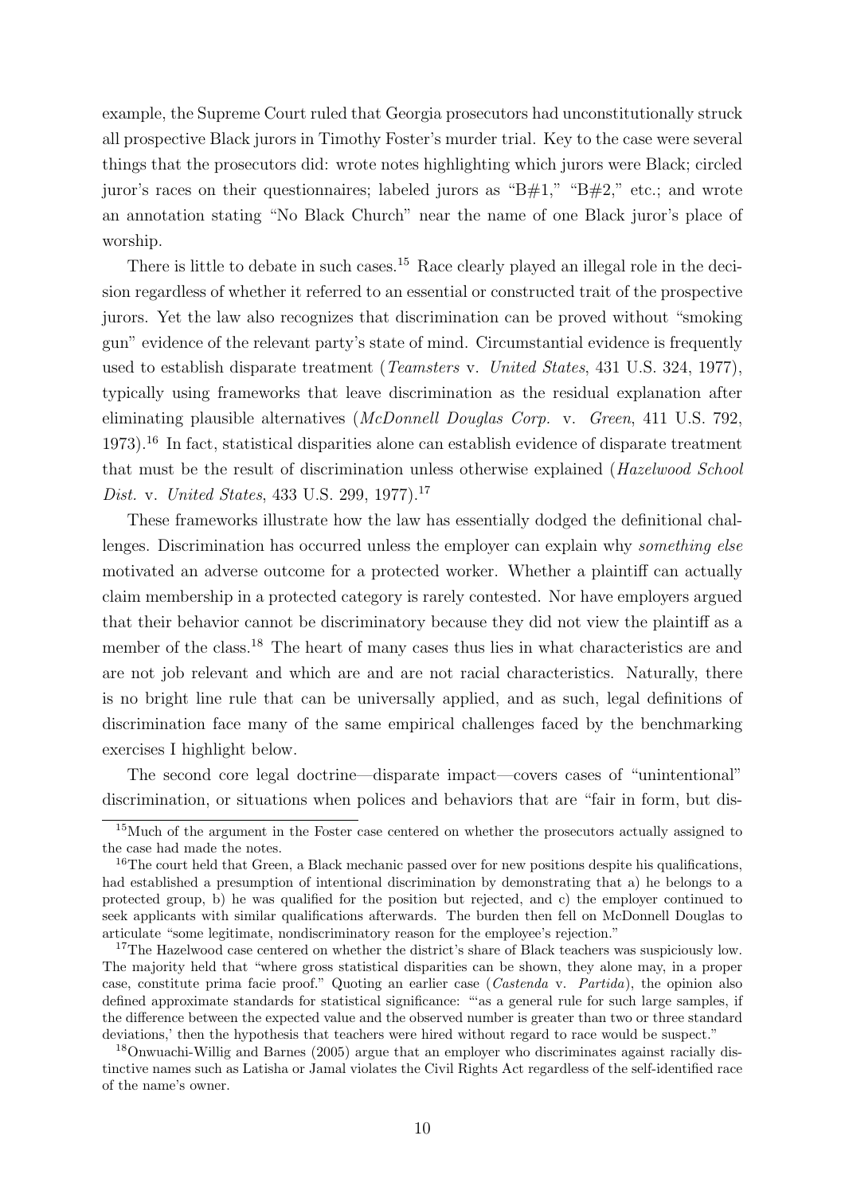example, the Supreme Court ruled that Georgia prosecutors had unconstitutionally struck all prospective Black jurors in Timothy Foster's murder trial. Key to the case were several things that the prosecutors did: wrote notes highlighting which jurors were Black; circled juror's races on their questionnaires; labeled jurors as "B#1," "B#2," etc.; and wrote an annotation stating "No Black Church" near the name of one Black juror's place of worship.

There is little to debate in such cases.[15] Race clearly played an illegal role in the decision regardless of whether it referred to an essential or constructed trait of the prospective jurors. Yet the law also recognizes that discrimination can be proved without "smoking gun" evidence of the relevant party's state of mind. Circumstantial evidence is frequently used to establish disparate treatment (*Teamsters* v. *United States*, 431 U.S. 324, 1977), typically using frameworks that leave discrimination as the residual explanation after eliminating plausible alternatives (*McDonnell Douglas Corp.* v. *Green*, 411 U.S. 792, 1973).[16] In fact, statistical disparities alone can establish evidence of disparate treatment that must be the result of discrimination unless otherwise explained (*Hazelwood School Dist.* v. *United States*, 433 U.S. 299, 1977).[17]

These frameworks illustrate how the law has essentially dodged the definitional challenges. Discrimination has occurred unless the employer can explain why *something else* motivated an adverse outcome for a protected worker. Whether a plaintiff can actually claim membership in a protected category is rarely contested. Nor have employers argued that their behavior cannot be discriminatory because they did not view the plaintiff as a member of the class.[18] The heart of many cases thus lies in what characteristics are and are not job relevant and which are and are not racial characteristics. Naturally, there is no bright line rule that can be universally applied, and as such, legal definitions of discrimination face many of the same empirical challenges faced by the benchmarking exercises I highlight below.

The second core legal doctrine—disparate impact—covers cases of "unintentional" discrimination, or situations when polices and behaviors that are "fair in form, but dis-

---

[15]Much of the argument in the Foster case centered on whether the prosecutors actually assigned to the case had made the notes.

[16]The court held that Green, a Black mechanic passed over for new positions despite his qualifications, had established a presumption of intentional discrimination by demonstrating that a) he belongs to a protected group, b) he was qualified for the position but rejected, and c) the employer continued to seek applicants with similar qualifications afterwards. The burden then fell on McDonnell Douglas to articulate "some legitimate, nondiscriminatory reason for the employee's rejection."

[17]The Hazelwood case centered on whether the district's share of Black teachers was suspiciously low. The majority held that "where gross statistical disparities can be shown, they alone may, in a proper case, constitute prima facie proof." Quoting an earlier case (*Castenda* v. *Partida*), the opinion also defined approximate standards for statistical significance: "'as a general rule for such large samples, if the difference between the expected value and the observed number is greater than two or three standard deviations,' then the hypothesis that teachers were hired without regard to race would be suspect."

[18]Onwuachi-Willig and Barnes (2005) argue that an employer who discriminates against racially distinctive names such as Latisha or Jamal violates the Civil Rights Act regardless of the self-identified race of the name's owner.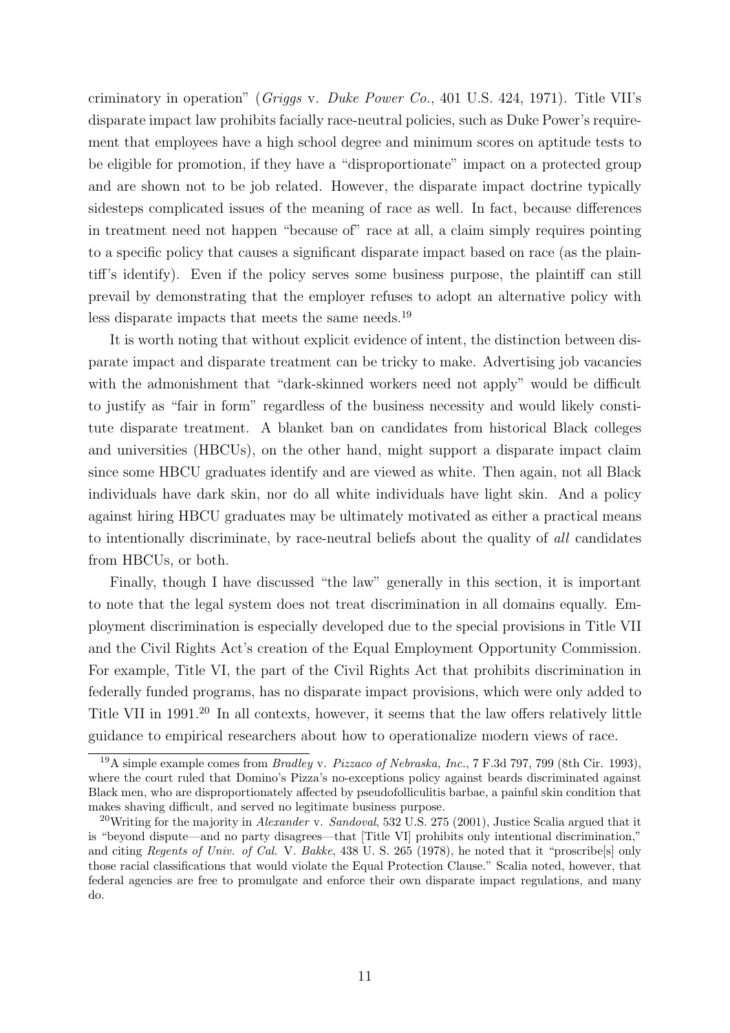criminatory in operation" (*Griggs* v. *Duke Power Co.*, 401 U.S. 424, 1971). Title VII's disparate impact law prohibits facially race-neutral policies, such as Duke Power's requirement that employees have a high school degree and minimum scores on aptitude tests to be eligible for promotion, if they have a "disproportionate" impact on a protected group and are shown not to be job related. However, the disparate impact doctrine typically sidesteps complicated issues of the meaning of race as well. In fact, because differences in treatment need not happen "because of" race at all, a claim simply requires pointing to a specific policy that causes a significant disparate impact based on race (as the plaintiff's identify). Even if the policy serves some business purpose, the plaintiff can still prevail by demonstrating that the employer refuses to adopt an alternative policy with less disparate impacts that meets the same needs.[19]

It is worth noting that without explicit evidence of intent, the distinction between disparate impact and disparate treatment can be tricky to make. Advertising job vacancies with the admonishment that "dark-skinned workers need not apply" would be difficult to justify as "fair in form" regardless of the business necessity and would likely constitute disparate treatment. A blanket ban on candidates from historical Black colleges and universities (HBCUs), on the other hand, might support a disparate impact claim since some HBCU graduates identify and are viewed as white. Then again, not all Black individuals have dark skin, nor do all white individuals have light skin. And a policy against hiring HBCU graduates may be ultimately motivated as either a practical means to intentionally discriminate, by race-neutral beliefs about the quality of *all* candidates from HBCUs, or both.

Finally, though I have discussed "the law" generally in this section, it is important to note that the legal system does not treat discrimination in all domains equally. Employment discrimination is especially developed due to the special provisions in Title VII and the Civil Rights Act's creation of the Equal Employment Opportunity Commission. For example, Title VI, the part of the Civil Rights Act that prohibits discrimination in federally funded programs, has no disparate impact provisions, which were only added to Title VII in 1991.[20] In all contexts, however, it seems that the law offers relatively little guidance to empirical researchers about how to operationalize modern views of race.

---

[19] A simple example comes from *Bradley* v. *Pizzaco of Nebraska, Inc.*, 7 F.3d 797, 799 (8th Cir. 1993), where the court ruled that Domino's Pizza's no-exceptions policy against beards discriminated against Black men, who are disproportionately affected by pseudofolliculitis barbae, a painful skin condition that makes shaving difficult, and served no legitimate business purpose.

[20] Writing for the majority in *Alexander* v. *Sandoval*, 532 U.S. 275 (2001), Justice Scalia argued that it is "beyond dispute—and no party disagrees—that [Title VI] prohibits only intentional discrimination," and citing *Regents of Univ. of Cal.* V. *Bakke*, 438 U. S. 265 (1978), he noted that it "proscribe[s] only those racial classifications that would violate the Equal Protection Clause." Scalia noted, however, that federal agencies are free to promulgate and enforce their own disparate impact regulations, and many do.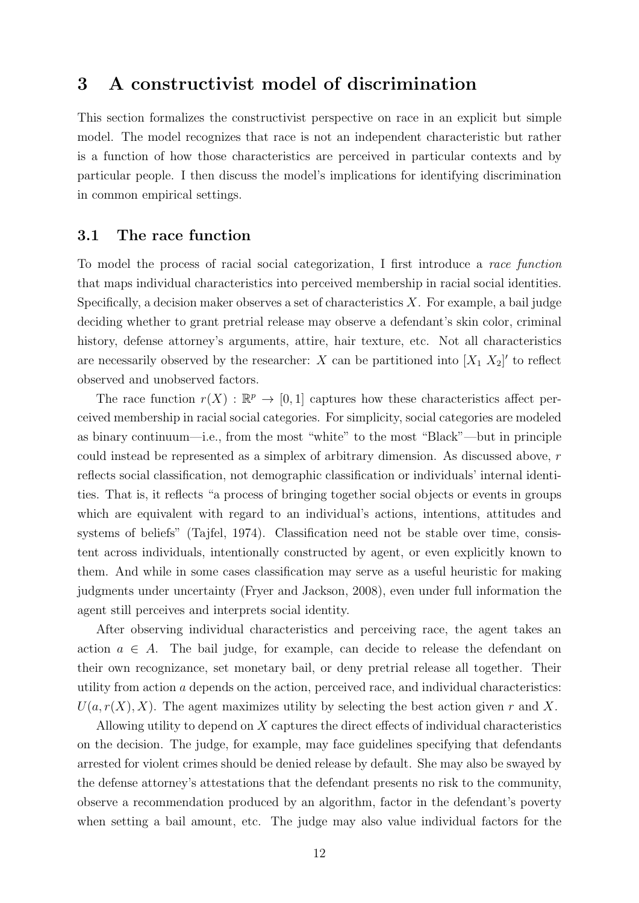## 3 A constructivist model of discrimination

This section formalizes the constructivist perspective on race in an explicit but simple model. The model recognizes that race is not an independent characteristic but rather is a function of how those characteristics are perceived in particular contexts and by particular people. I then discuss the model's implications for identifying discrimination in common empirical settings.

### 3.1 The race function

To model the process of racial social categorization, I first introduce a *race function* that maps individual characteristics into perceived membership in racial social identities. Specifically, a decision maker observes a set of characteristics $X$. For example, a bail judge deciding whether to grant pretrial release may observe a defendant's skin color, criminal history, defense attorney's arguments, attire, hair texture, etc. Not all characteristics are necessarily observed by the researcher: $X$ can be partitioned into $[X_1 \; X_2]'$ to reflect observed and unobserved factors.

The race function $r(X) : \mathbb{R}^p \rightarrow [0, 1]$ captures how these characteristics affect perceived membership in racial social categories. For simplicity, social categories are modeled as binary continuum—i.e., from the most "white" to the most "Black"—but in principle could instead be represented as a simplex of arbitrary dimension. As discussed above, $r$ reflects social classification, not demographic classification or individuals' internal identities. That is, it reflects "a process of bringing together social objects or events in groups which are equivalent with regard to an individual's actions, intentions, attitudes and systems of beliefs" (Tajfel, 1974). Classification need not be stable over time, consistent across individuals, intentionally constructed by agent, or even explicitly known to them. And while in some cases classification may serve as a useful heuristic for making judgments under uncertainty (Fryer and Jackson, 2008), even under full information the agent still perceives and interprets social identity.

After observing individual characteristics and perceiving race, the agent takes an action $a \in A$. The bail judge, for example, can decide to release the defendant on their own recognizance, set monetary bail, or deny pretrial release all together. Their utility from action $a$ depends on the action, perceived race, and individual characteristics: $U(a, r(X), X)$. The agent maximizes utility by selecting the best action given $r$ and $X$.

Allowing utility to depend on $X$ captures the direct effects of individual characteristics on the decision. The judge, for example, may face guidelines specifying that defendants arrested for violent crimes should be denied release by default. She may also be swayed by the defense attorney's attestations that the defendant presents no risk to the community, observe a recommendation produced by an algorithm, factor in the defendant's poverty when setting a bail amount, etc. The judge may also value individual factors for the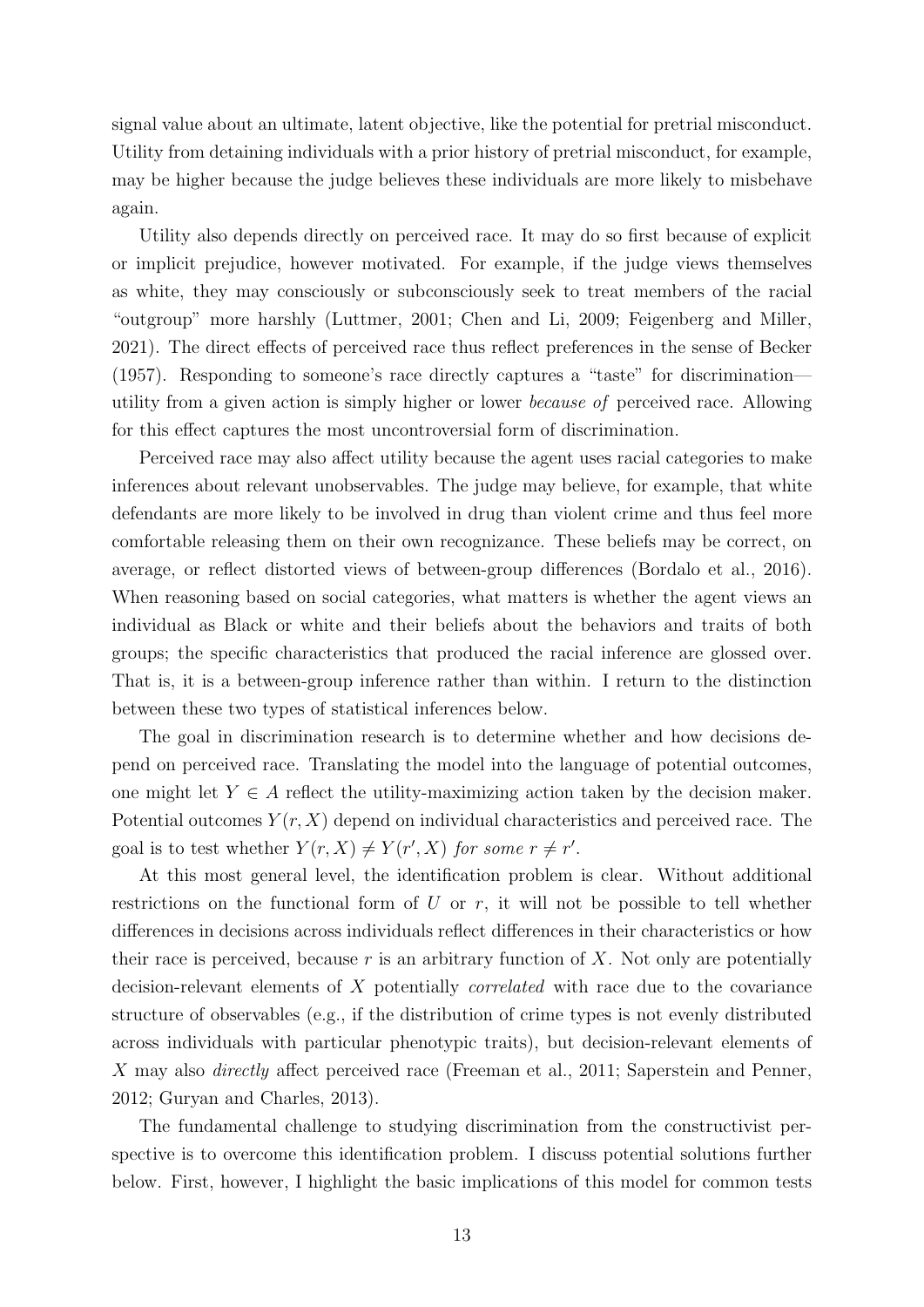signal value about an ultimate, latent objective, like the potential for pretrial misconduct. Utility from detaining individuals with a prior history of pretrial misconduct, for example, may be higher because the judge believes these individuals are more likely to misbehave again.

Utility also depends directly on perceived race. It may do so first because of explicit or implicit prejudice, however motivated. For example, if the judge views themselves as white, they may consciously or subconsciously seek to treat members of the racial "outgroup" more harshly (Luttmer, 2001; Chen and Li, 2009; Feigenberg and Miller, 2021). The direct effects of perceived race thus reflect preferences in the sense of Becker (1957). Responding to someone's race directly captures a "taste" for discrimination—utility from a given action is simply higher or lower *because of* perceived race. Allowing for this effect captures the most uncontroversial form of discrimination.

Perceived race may also affect utility because the agent uses racial categories to make inferences about relevant unobservables. The judge may believe, for example, that white defendants are more likely to be involved in drug than violent crime and thus feel more comfortable releasing them on their own recognizance. These beliefs may be correct, on average, or reflect distorted views of between-group differences (Bordalo et al., 2016). When reasoning based on social categories, what matters is whether the agent views an individual as Black or white and their beliefs about the behaviors and traits of both groups; the specific characteristics that produced the racial inference are glossed over. That is, it is a between-group inference rather than within. I return to the distinction between these two types of statistical inferences below.

The goal in discrimination research is to determine whether and how decisions depend on perceived race. Translating the model into the language of potential outcomes, one might let $Y \in A$ reflect the utility-maximizing action taken by the decision maker. Potential outcomes $Y(r, X)$ depend on individual characteristics and perceived race. The goal is to test whether $Y(r, X) \neq Y(r', X)$ *for some* $r \neq r'$.

At this most general level, the identification problem is clear. Without additional restrictions on the functional form of $U$ or $r$, it will not be possible to tell whether differences in decisions across individuals reflect differences in their characteristics or how their race is perceived, because $r$ is an arbitrary function of $X$. Not only are potentially decision-relevant elements of $X$ potentially *correlated* with race due to the covariance structure of observables (e.g., if the distribution of crime types is not evenly distributed across individuals with particular phenotypic traits), but decision-relevant elements of $X$ may also *directly* affect perceived race (Freeman et al., 2011; Saperstein and Penner, 2012; Guryan and Charles, 2013).

The fundamental challenge to studying discrimination from the constructivist perspective is to overcome this identification problem. I discuss potential solutions further below. First, however, I highlight the basic implications of this model for common tests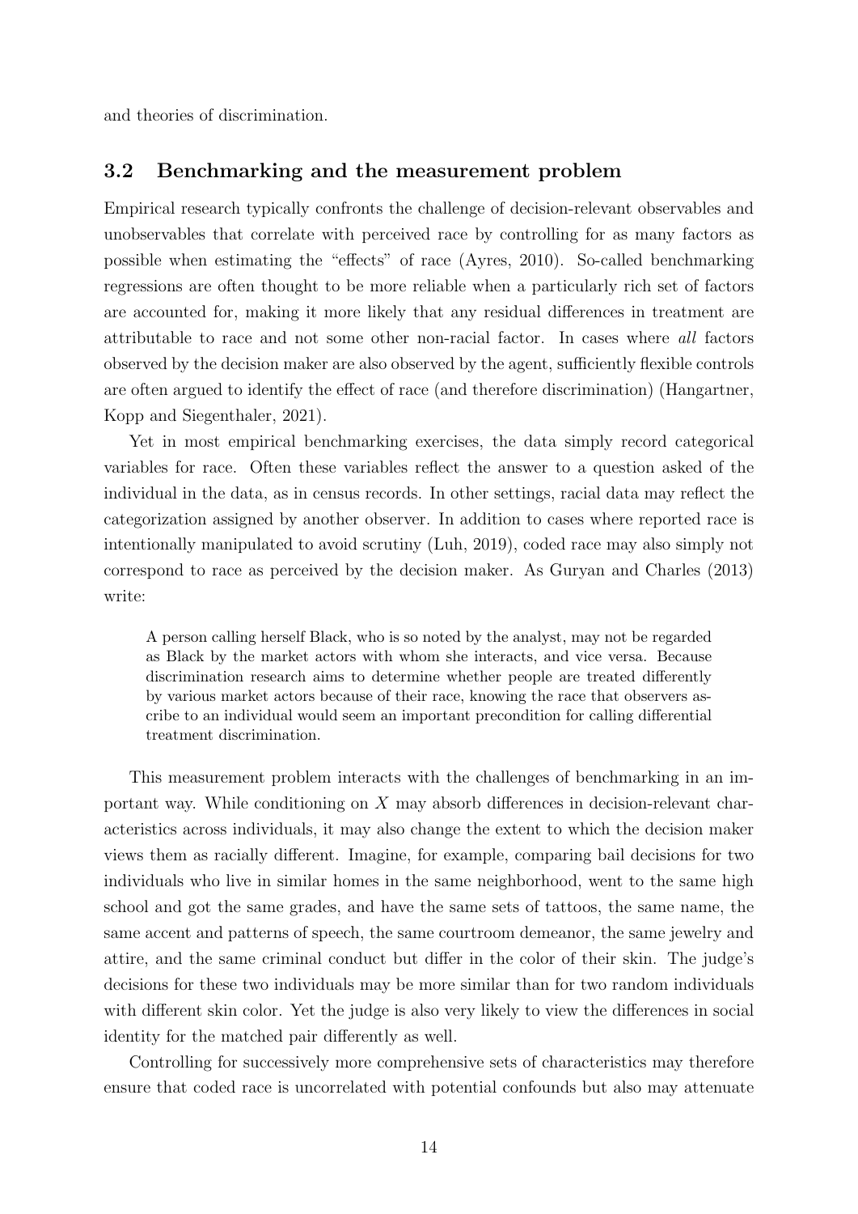and theories of discrimination.

### 3.2 Benchmarking and the measurement problem

Empirical research typically confronts the challenge of decision-relevant observables and unobservables that correlate with perceived race by controlling for as many factors as possible when estimating the "effects" of race (Ayres, 2010). So-called benchmarking regressions are often thought to be more reliable when a particularly rich set of factors are accounted for, making it more likely that any residual differences in treatment are attributable to race and not some other non-racial factor. In cases where *all* factors observed by the decision maker are also observed by the agent, sufficiently flexible controls are often argued to identify the effect of race (and therefore discrimination) (Hangartner, Kopp and Siegenthaler, 2021).

Yet in most empirical benchmarking exercises, the data simply record categorical variables for race. Often these variables reflect the answer to a question asked of the individual in the data, as in census records. In other settings, racial data may reflect the categorization assigned by another observer. In addition to cases where reported race is intentionally manipulated to avoid scrutiny (Luh, 2019), coded race may also simply not correspond to race as perceived by the decision maker. As Guryan and Charles (2013) write:

> A person calling herself Black, who is so noted by the analyst, may not be regarded as Black by the market actors with whom she interacts, and vice versa. Because discrimination research aims to determine whether people are treated differently by various market actors because of their race, knowing the race that observers ascribe to an individual would seem an important precondition for calling differential treatment discrimination.

This measurement problem interacts with the challenges of benchmarking in an important way. While conditioning on $X$ may absorb differences in decision-relevant characteristics across individuals, it may also change the extent to which the decision maker views them as racially different. Imagine, for example, comparing bail decisions for two individuals who live in similar homes in the same neighborhood, went to the same high school and got the same grades, and have the same sets of tattoos, the same name, the same accent and patterns of speech, the same courtroom demeanor, the same jewelry and attire, and the same criminal conduct but differ in the color of their skin. The judge's decisions for these two individuals may be more similar than for two random individuals with different skin color. Yet the judge is also very likely to view the differences in social identity for the matched pair differently as well.

Controlling for successively more comprehensive sets of characteristics may therefore ensure that coded race is uncorrelated with potential confounds but also may attenuate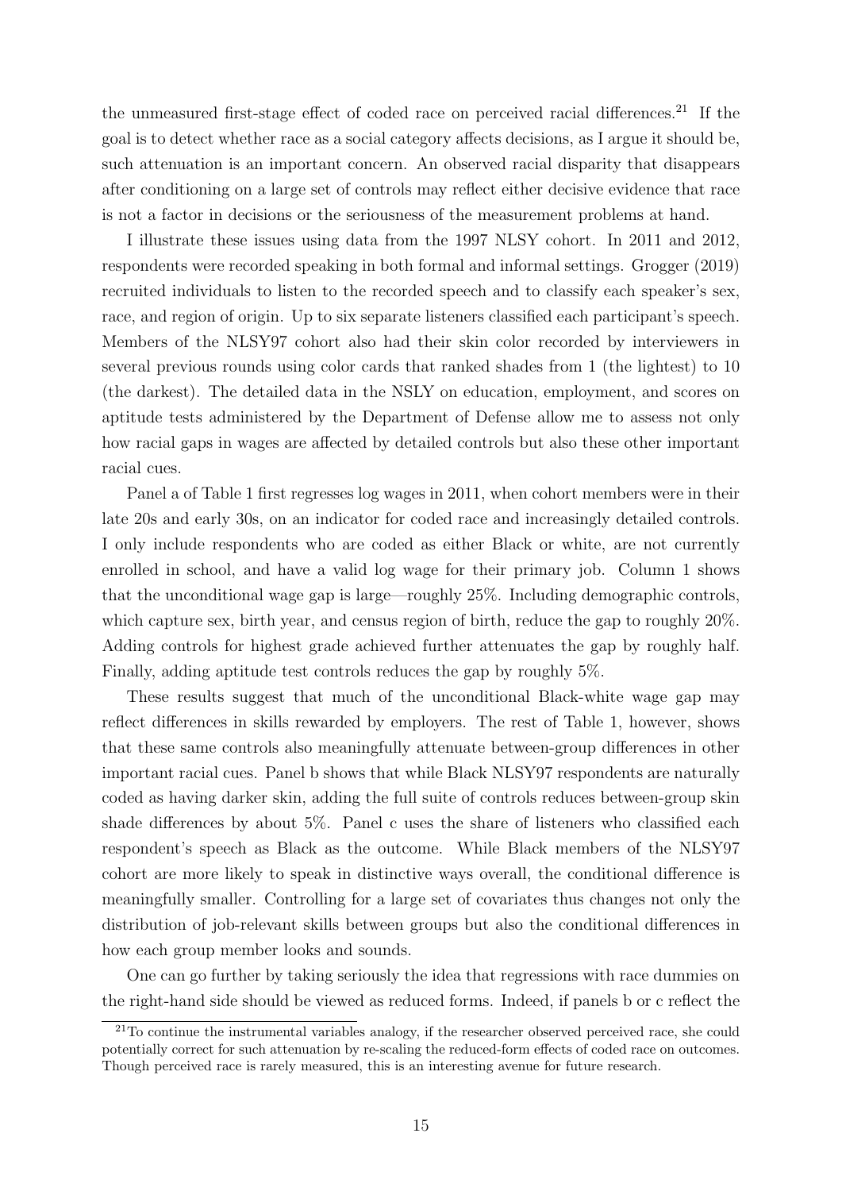the unmeasured first-stage effect of coded race on perceived racial differences.[21] If the goal is to detect whether race as a social category affects decisions, as I argue it should be, such attenuation is an important concern. An observed racial disparity that disappears after conditioning on a large set of controls may reflect either decisive evidence that race is not a factor in decisions or the seriousness of the measurement problems at hand.

I illustrate these issues using data from the 1997 NLSY cohort. In 2011 and 2012, respondents were recorded speaking in both formal and informal settings. Grogger (2019) recruited individuals to listen to the recorded speech and to classify each speaker's sex, race, and region of origin. Up to six separate listeners classified each participant's speech. Members of the NLSY97 cohort also had their skin color recorded by interviewers in several previous rounds using color cards that ranked shades from 1 (the lightest) to 10 (the darkest). The detailed data in the NSLY on education, employment, and scores on aptitude tests administered by the Department of Defense allow me to assess not only how racial gaps in wages are affected by detailed controls but also these other important racial cues.

Panel a of Table 1 first regresses log wages in 2011, when cohort members were in their late 20s and early 30s, on an indicator for coded race and increasingly detailed controls. I only include respondents who are coded as either Black or white, are not currently enrolled in school, and have a valid log wage for their primary job. Column 1 shows that the unconditional wage gap is large—roughly 25%. Including demographic controls, which capture sex, birth year, and census region of birth, reduce the gap to roughly 20%. Adding controls for highest grade achieved further attenuates the gap by roughly half. Finally, adding aptitude test controls reduces the gap by roughly 5%.

These results suggest that much of the unconditional Black-white wage gap may reflect differences in skills rewarded by employers. The rest of Table 1, however, shows that these same controls also meaningfully attenuate between-group differences in other important racial cues. Panel b shows that while Black NLSY97 respondents are naturally coded as having darker skin, adding the full suite of controls reduces between-group skin shade differences by about 5%. Panel c uses the share of listeners who classified each respondent's speech as Black as the outcome. While Black members of the NLSY97 cohort are more likely to speak in distinctive ways overall, the conditional difference is meaningfully smaller. Controlling for a large set of covariates thus changes not only the distribution of job-relevant skills between groups but also the conditional differences in how each group member looks and sounds.

One can go further by taking seriously the idea that regressions with race dummies on the right-hand side should be viewed as reduced forms. Indeed, if panels b or c reflect the

[21] To continue the instrumental variables analogy, if the researcher observed perceived race, she could potentially correct for such attenuation by re-scaling the reduced-form effects of coded race on outcomes. Though perceived race is rarely measured, this is an interesting avenue for future research.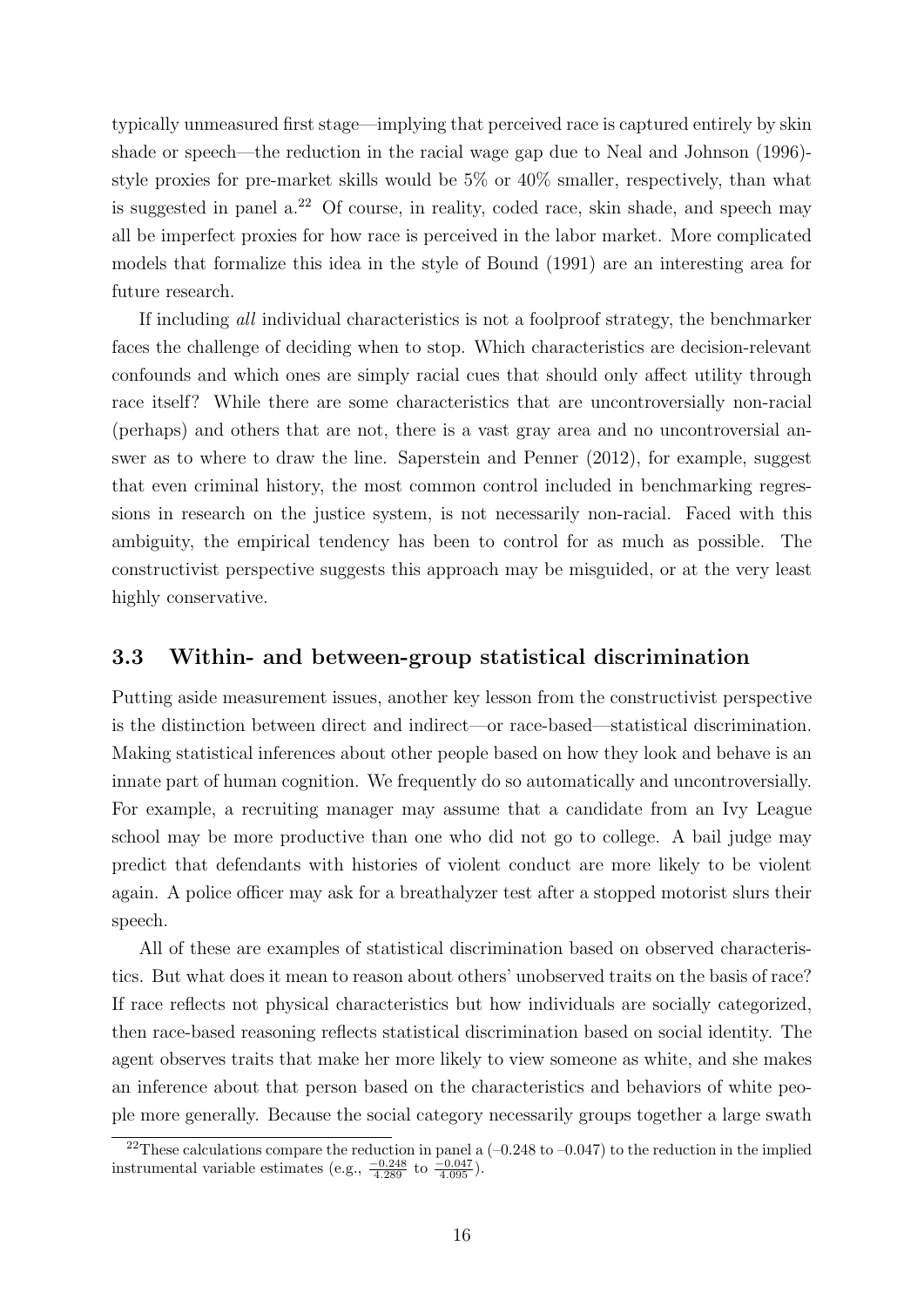typically unmeasured first stage—implying that perceived race is captured entirely by skin shade or speech—the reduction in the racial wage gap due to Neal and Johnson (1996)-style proxies for pre-market skills would be 5% or 40% smaller, respectively, than what is suggested in panel a.[22] Of course, in reality, coded race, skin shade, and speech may all be imperfect proxies for how race is perceived in the labor market. More complicated models that formalize this idea in the style of Bound (1991) are an interesting area for future research.

If including *all* individual characteristics is not a foolproof strategy, the benchmarker faces the challenge of deciding when to stop. Which characteristics are decision-relevant confounds and which ones are simply racial cues that should only affect utility through race itself? While there are some characteristics that are uncontroversially non-racial (perhaps) and others that are not, there is a vast gray area and no uncontroversial answer as to where to draw the line. Saperstein and Penner (2012), for example, suggest that even criminal history, the most common control included in benchmarking regressions in research on the justice system, is not necessarily non-racial. Faced with this ambiguity, the empirical tendency has been to control for as much as possible. The constructivist perspective suggests this approach may be misguided, or at the very least highly conservative.

### 3.3 Within- and between-group statistical discrimination

Putting aside measurement issues, another key lesson from the constructivist perspective is the distinction between direct and indirect—or race-based—statistical discrimination. Making statistical inferences about other people based on how they look and behave is an innate part of human cognition. We frequently do so automatically and uncontroversially. For example, a recruiting manager may assume that a candidate from an Ivy League school may be more productive than one who did not go to college. A bail judge may predict that defendants with histories of violent conduct are more likely to be violent again. A police officer may ask for a breathalyzer test after a stopped motorist slurs their speech.

All of these are examples of statistical discrimination based on observed characteristics. But what does it mean to reason about others' unobserved traits on the basis of race? If race reflects not physical characteristics but how individuals are socially categorized, then race-based reasoning reflects statistical discrimination based on social identity. The agent observes traits that make her more likely to view someone as white, and she makes an inference about that person based on the characteristics and behaviors of white people more generally. Because the social category necessarily groups together a large swath

[22] These calculations compare the reduction in panel a (–0.248 to –0.047) to the reduction in the implied instrumental variable estimates (e.g., $\frac{-0.248}{4.289}$ to $\frac{-0.047}{4.095}$).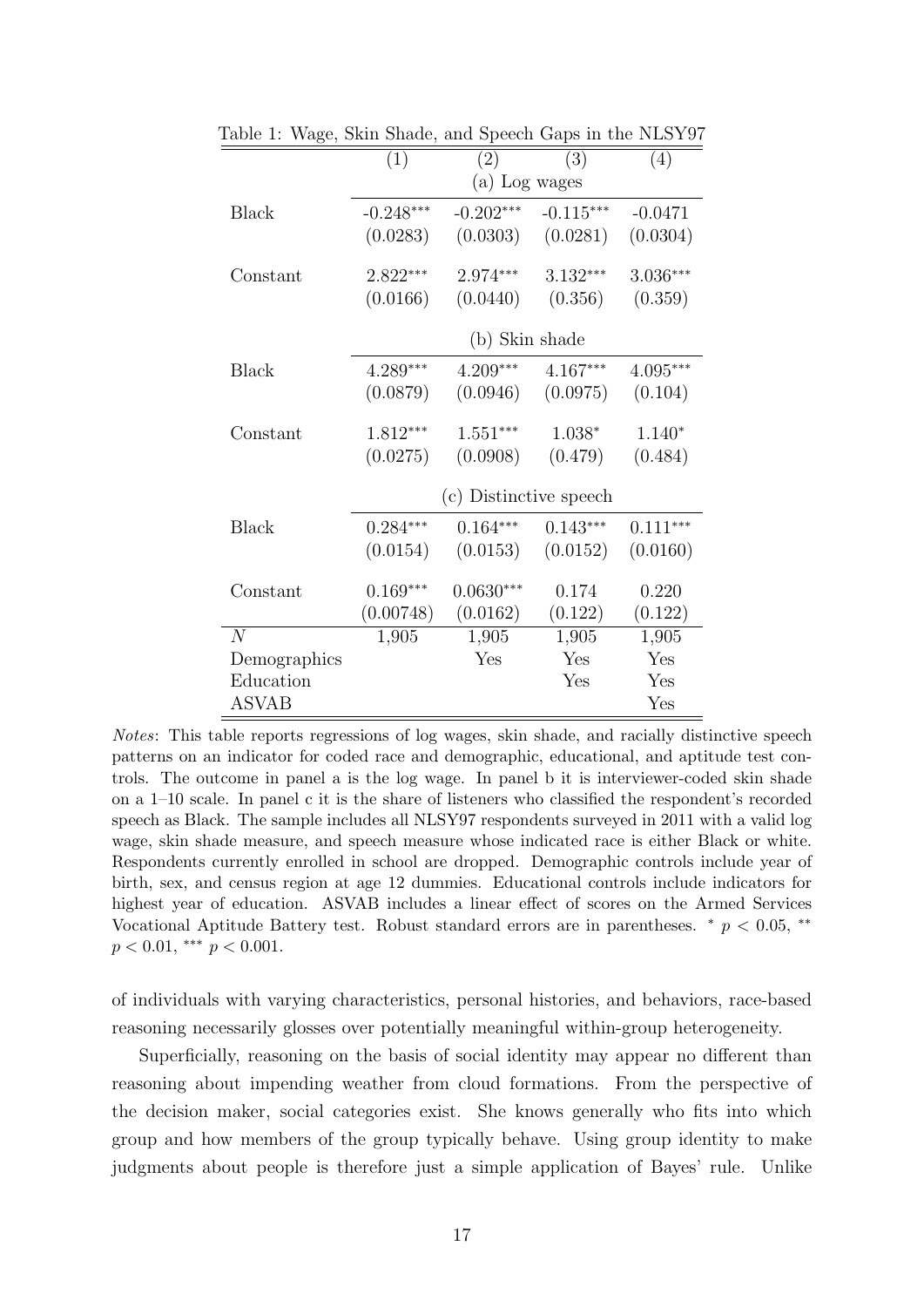Table 1: Wage, Skin Shade, and Speech Gaps in the NLSY97

| | (1) | (2) | (3) | (4) |
|---|---|---|---|---|
| | (a) Log wages | | | |
| Black | -0.248*** | -0.202*** | -0.115*** | -0.0471 |
| | (0.0283) | (0.0303) | (0.0281) | (0.0304) |
| Constant | 2.822*** | 2.974*** | 3.132*** | 3.036*** |
| | (0.0166) | (0.0440) | (0.356) | (0.359) |
| | (b) Skin shade | | | |
| Black | 4.289*** | 4.209*** | 4.167*** | 4.095*** |
| | (0.0879) | (0.0946) | (0.0975) | (0.104) |
| Constant | 1.812*** | 1.551*** | 1.038* | 1.140* |
| | (0.0275) | (0.0908) | (0.479) | (0.484) |
| | (c) Distinctive speech | | | |
| Black | 0.284*** | 0.164*** | 0.143*** | 0.111*** |
| | (0.0154) | (0.0153) | (0.0152) | (0.0160) |
| Constant | 0.169*** | 0.0630*** | 0.174 | 0.220 |
| | (0.00748) | (0.0162) | (0.122) | (0.122) |
| $N$ | 1,905 | 1,905 | 1,905 | 1,905 |
| Demographics | | Yes | Yes | Yes |
| Education | | | Yes | Yes |
| ASVAB | | | | Yes |

*Notes*: This table reports regressions of log wages, skin shade, and racially distinctive speech patterns on an indicator for coded race and demographic, educational, and aptitude test controls. The outcome in panel a is the log wage. In panel b it is interviewer-coded skin shade on a 1–10 scale. In panel c it is the share of listeners who classified the respondent's recorded speech as Black. The sample includes all NLSY97 respondents surveyed in 2011 with a valid log wage, skin shade measure, and speech measure whose indicated race is either Black or white. Respondents currently enrolled in school are dropped. Demographic controls include year of birth, sex, and census region at age 12 dummies. Educational controls include indicators for highest year of education. ASVAB includes a linear effect of scores on the Armed Services Vocational Aptitude Battery test. Robust standard errors are in parentheses. * $p < 0.05$, ** $p < 0.01$, *** $p < 0.001$.

of individuals with varying characteristics, personal histories, and behaviors, race-based reasoning necessarily glosses over potentially meaningful within-group heterogeneity.

Superficially, reasoning on the basis of social identity may appear no different than reasoning about impending weather from cloud formations. From the perspective of the decision maker, social categories exist. She knows generally who fits into which group and how members of the group typically behave. Using group identity to make judgments about people is therefore just a simple application of Bayes' rule. Unlike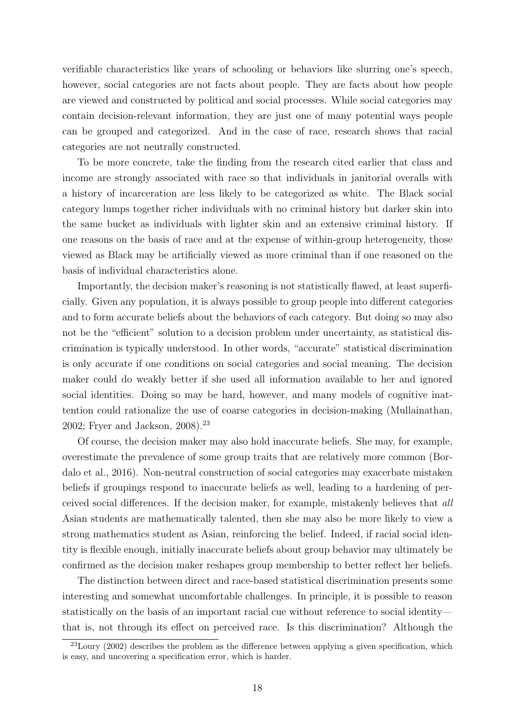verifiable characteristics like years of schooling or behaviors like slurring one's speech, however, social categories are not facts about people. They are facts about how people are viewed and constructed by political and social processes. While social categories may contain decision-relevant information, they are just one of many potential ways people can be grouped and categorized. And in the case of race, research shows that racial categories are not neutrally constructed.

To be more concrete, take the finding from the research cited earlier that class and income are strongly associated with race so that individuals in janitorial overalls with a history of incarceration are less likely to be categorized as white. The Black social category lumps together richer individuals with no criminal history but darker skin into the same bucket as individuals with lighter skin and an extensive criminal history. If one reasons on the basis of race and at the expense of within-group heterogeneity, those viewed as Black may be artificially viewed as more criminal than if one reasoned on the basis of individual characteristics alone.

Importantly, the decision maker's reasoning is not statistically flawed, at least superficially. Given any population, it is always possible to group people into different categories and to form accurate beliefs about the behaviors of each category. But doing so may also not be the "efficient" solution to a decision problem under uncertainty, as statistical discrimination is typically understood. In other words, "accurate" statistical discrimination is only accurate if one conditions on social categories and social meaning. The decision maker could do weakly better if she used all information available to her and ignored social identities. Doing so may be hard, however, and many models of cognitive inattention could rationalize the use of coarse categories in decision-making (Mullainathan, 2002; Fryer and Jackson, 2008).[23]

Of course, the decision maker may also hold inaccurate beliefs. She may, for example, overestimate the prevalence of some group traits that are relatively more common (Bordalo et al., 2016). Non-neutral construction of social categories may exacerbate mistaken beliefs if groupings respond to inaccurate beliefs as well, leading to a hardening of perceived social differences. If the decision maker, for example, mistakenly believes that *all* Asian students are mathematically talented, then she may also be more likely to view a strong mathematics student as Asian, reinforcing the belief. Indeed, if racial social identity is flexible enough, initially inaccurate beliefs about group behavior may ultimately be confirmed as the decision maker reshapes group membership to better reflect her beliefs.

The distinction between direct and race-based statistical discrimination presents some interesting and somewhat uncomfortable challenges. In principle, it is possible to reason statistically on the basis of an important racial cue without reference to social identity—that is, not through its effect on perceived race. Is this discrimination? Although the

[23] Loury (2002) describes the problem as the difference between applying a given specification, which is easy, and uncovering a specification error, which is harder.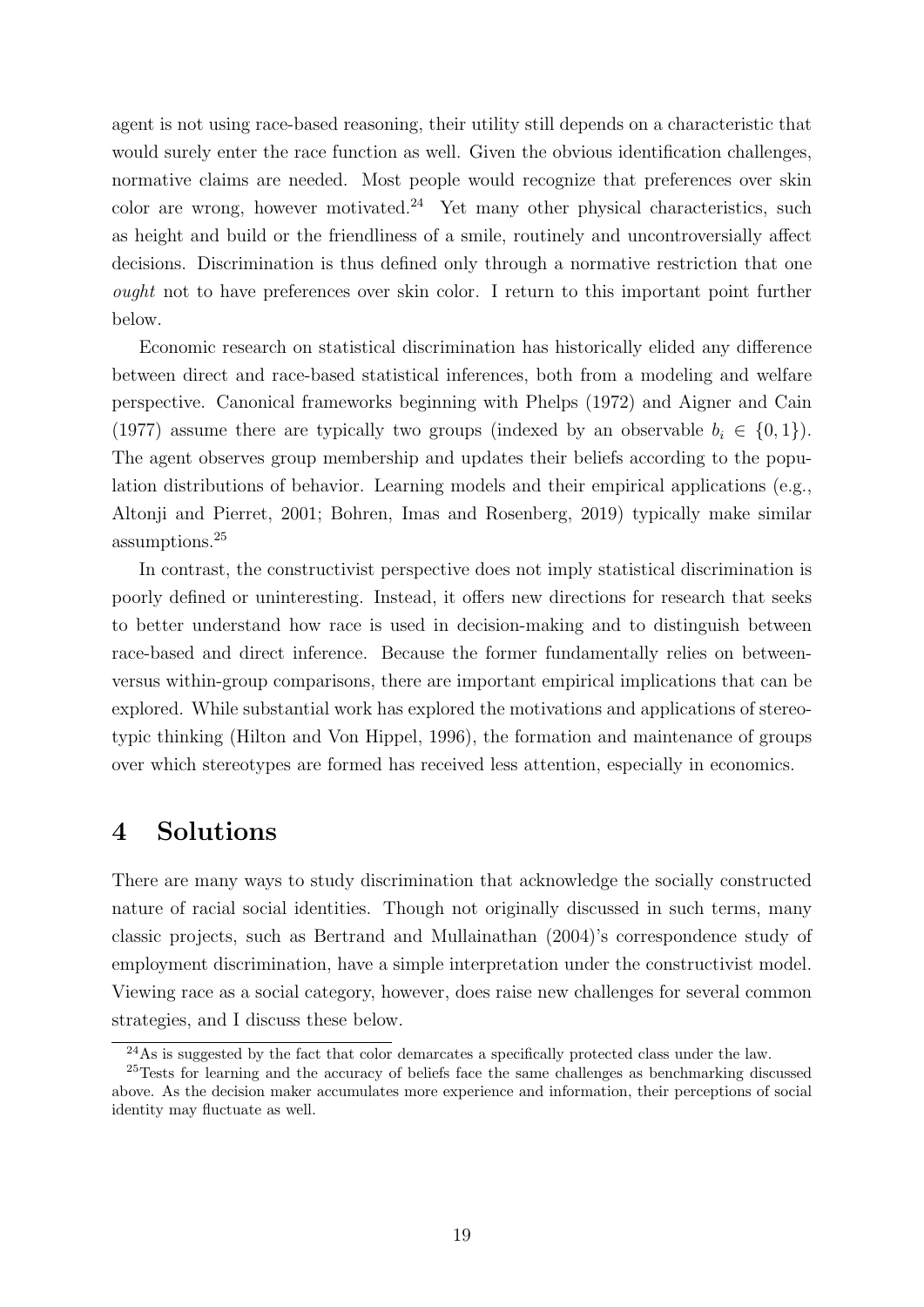agent is not using race-based reasoning, their utility still depends on a characteristic that would surely enter the race function as well. Given the obvious identification challenges, normative claims are needed. Most people would recognize that preferences over skin color are wrong, however motivated.[24] Yet many other physical characteristics, such as height and build or the friendliness of a smile, routinely and uncontroversially affect decisions. Discrimination is thus defined only through a normative restriction that one *ought* not to have preferences over skin color. I return to this important point further below.

Economic research on statistical discrimination has historically elided any difference between direct and race-based statistical inferences, both from a modeling and welfare perspective. Canonical frameworks beginning with Phelps (1972) and Aigner and Cain (1977) assume there are typically two groups (indexed by an observable $b_i \in \{0, 1\}$). The agent observes group membership and updates their beliefs according to the population distributions of behavior. Learning models and their empirical applications (e.g., Altonji and Pierret, 2001; Bohren, Imas and Rosenberg, 2019) typically make similar assumptions.[25]

In contrast, the constructivist perspective does not imply statistical discrimination is poorly defined or uninteresting. Instead, it offers new directions for research that seeks to better understand how race is used in decision-making and to distinguish between race-based and direct inference. Because the former fundamentally relies on between- versus within-group comparisons, there are important empirical implications that can be explored. While substantial work has explored the motivations and applications of stereotypic thinking (Hilton and Von Hippel, 1996), the formation and maintenance of groups over which stereotypes are formed has received less attention, especially in economics.

# 4 Solutions

There are many ways to study discrimination that acknowledge the socially constructed nature of racial social identities. Though not originally discussed in such terms, many classic projects, such as Bertrand and Mullainathan (2004)'s correspondence study of employment discrimination, have a simple interpretation under the constructivist model. Viewing race as a social category, however, does raise new challenges for several common strategies, and I discuss these below.

[24] As is suggested by the fact that color demarcates a specifically protected class under the law.

[25] Tests for learning and the accuracy of beliefs face the same challenges as benchmarking discussed above. As the decision maker accumulates more experience and information, their perceptions of social identity may fluctuate as well.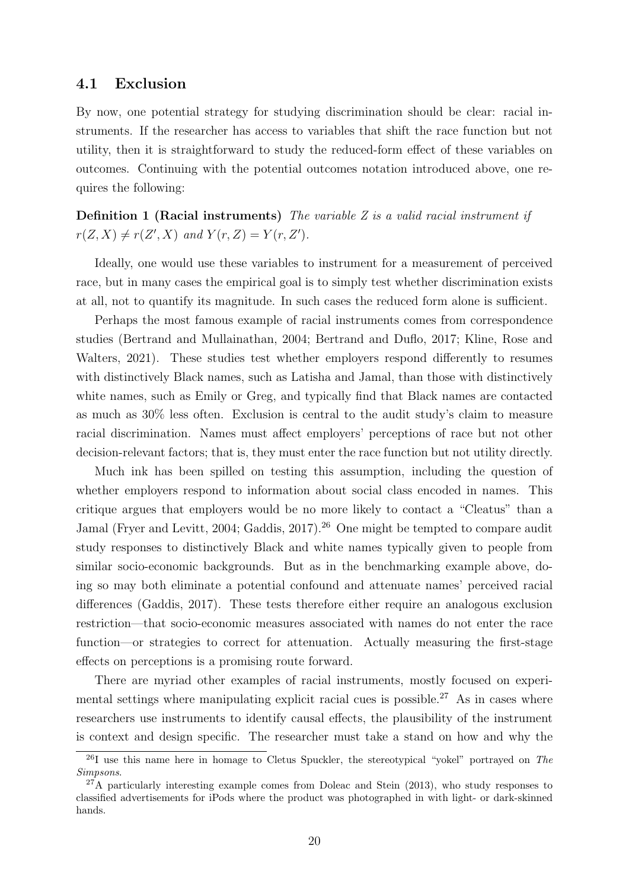## 4.1 Exclusion

By now, one potential strategy for studying discrimination should be clear: racial instruments. If the researcher has access to variables that shift the race function but not utility, then it is straightforward to study the reduced-form effect of these variables on outcomes. Continuing with the potential outcomes notation introduced above, one requires the following:

**Definition 1 (Racial instruments)** *The variable $Z$ is a valid racial instrument if $r(Z, X) \neq r(Z', X)$ and $Y(r, Z) = Y(r, Z')$.*

Ideally, one would use these variables to instrument for a measurement of perceived race, but in many cases the empirical goal is to simply test whether discrimination exists at all, not to quantify its magnitude. In such cases the reduced form alone is sufficient.

Perhaps the most famous example of racial instruments comes from correspondence studies (Bertrand and Mullainathan, 2004; Bertrand and Duflo, 2017; Kline, Rose and Walters, 2021). These studies test whether employers respond differently to resumes with distinctively Black names, such as Latisha and Jamal, than those with distinctively white names, such as Emily or Greg, and typically find that Black names are contacted as much as 30% less often. Exclusion is central to the audit study's claim to measure racial discrimination. Names must affect employers' perceptions of race but not other decision-relevant factors; that is, they must enter the race function but not utility directly.

Much ink has been spilled on testing this assumption, including the question of whether employers respond to information about social class encoded in names. This critique argues that employers would be no more likely to contact a "Cleatus" than a Jamal (Fryer and Levitt, 2004; Gaddis, 2017).[26] One might be tempted to compare audit study responses to distinctively Black and white names typically given to people from similar socio-economic backgrounds. But as in the benchmarking example above, doing so may both eliminate a potential confound and attenuate names' perceived racial differences (Gaddis, 2017). These tests therefore either require an analogous exclusion restriction—that socio-economic measures associated with names do not enter the race function—or strategies to correct for attenuation. Actually measuring the first-stage effects on perceptions is a promising route forward.

There are myriad other examples of racial instruments, mostly focused on experimental settings where manipulating explicit racial cues is possible.[27] As in cases where researchers use instruments to identify causal effects, the plausibility of the instrument is context and design specific. The researcher must take a stand on how and why the

[26] I use this name here in homage to Cletus Spuckler, the stereotypical "yokel" portrayed on *The Simpsons*.

[27] A particularly interesting example comes from Doleac and Stein (2013), who study responses to classified advertisements for iPods where the product was photographed in with light- or dark-skinned hands.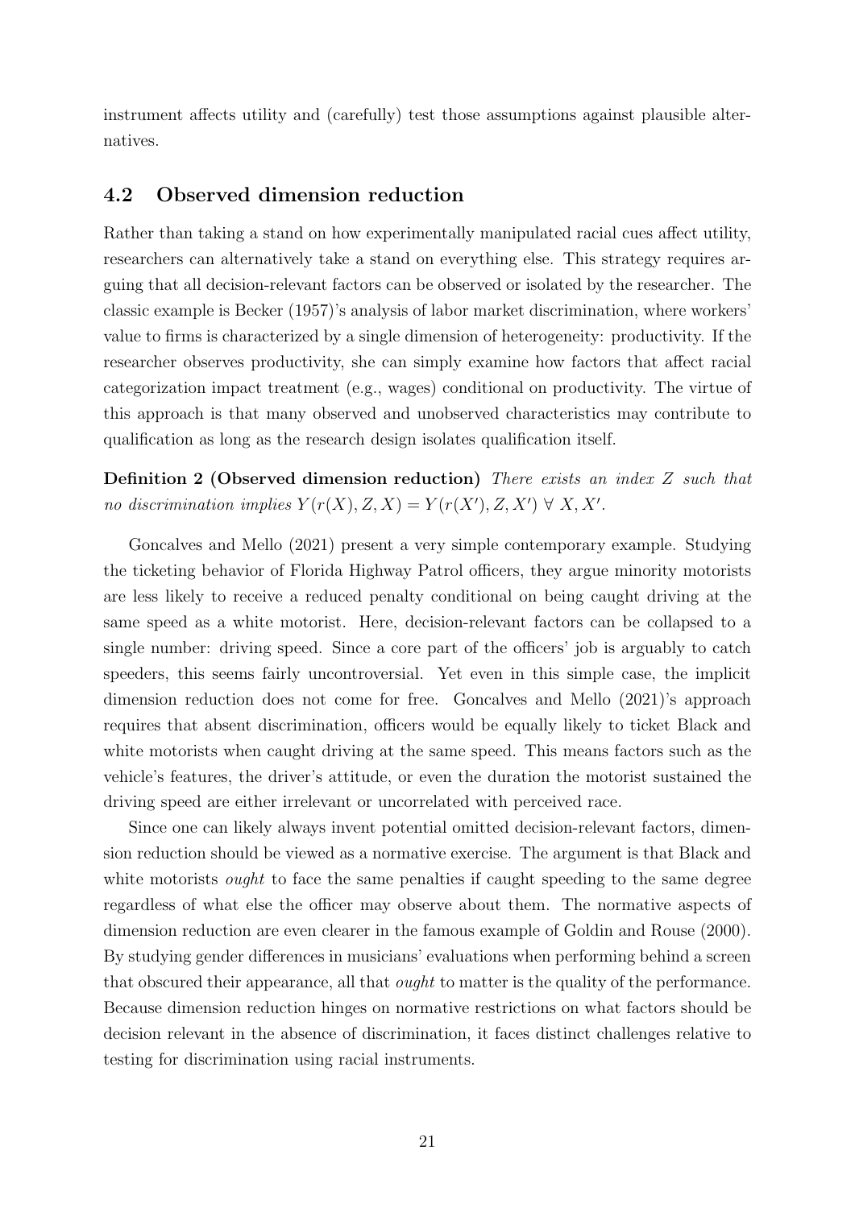instrument affects utility and (carefully) test those assumptions against plausible alternatives.

### 4.2 Observed dimension reduction

Rather than taking a stand on how experimentally manipulated racial cues affect utility, researchers can alternatively take a stand on everything else. This strategy requires arguing that all decision-relevant factors can be observed or isolated by the researcher. The classic example is Becker (1957)'s analysis of labor market discrimination, where workers' value to firms is characterized by a single dimension of heterogeneity: productivity. If the researcher observes productivity, she can simply examine how factors that affect racial categorization impact treatment (e.g., wages) conditional on productivity. The virtue of this approach is that many observed and unobserved characteristics may contribute to qualification as long as the research design isolates qualification itself.

**Definition 2 (Observed dimension reduction)** *There exists an index $Z$ such that no discrimination implies $Y(r(X), Z, X) = Y(r(X'), Z, X') \ \forall \ X, X'$.*

Goncalves and Mello (2021) present a very simple contemporary example. Studying the ticketing behavior of Florida Highway Patrol officers, they argue minority motorists are less likely to receive a reduced penalty conditional on being caught driving at the same speed as a white motorist. Here, decision-relevant factors can be collapsed to a single number: driving speed. Since a core part of the officers' job is arguably to catch speeders, this seems fairly uncontroversial. Yet even in this simple case, the implicit dimension reduction does not come for free. Goncalves and Mello (2021)'s approach requires that absent discrimination, officers would be equally likely to ticket Black and white motorists when caught driving at the same speed. This means factors such as the vehicle's features, the driver's attitude, or even the duration the motorist sustained the driving speed are either irrelevant or uncorrelated with perceived race.

Since one can likely always invent potential omitted decision-relevant factors, dimension reduction should be viewed as a normative exercise. The argument is that Black and white motorists *ought* to face the same penalties if caught speeding to the same degree regardless of what else the officer may observe about them. The normative aspects of dimension reduction are even clearer in the famous example of Goldin and Rouse (2000). By studying gender differences in musicians' evaluations when performing behind a screen that obscured their appearance, all that *ought* to matter is the quality of the performance. Because dimension reduction hinges on normative restrictions on what factors should be decision relevant in the absence of discrimination, it faces distinct challenges relative to testing for discrimination using racial instruments.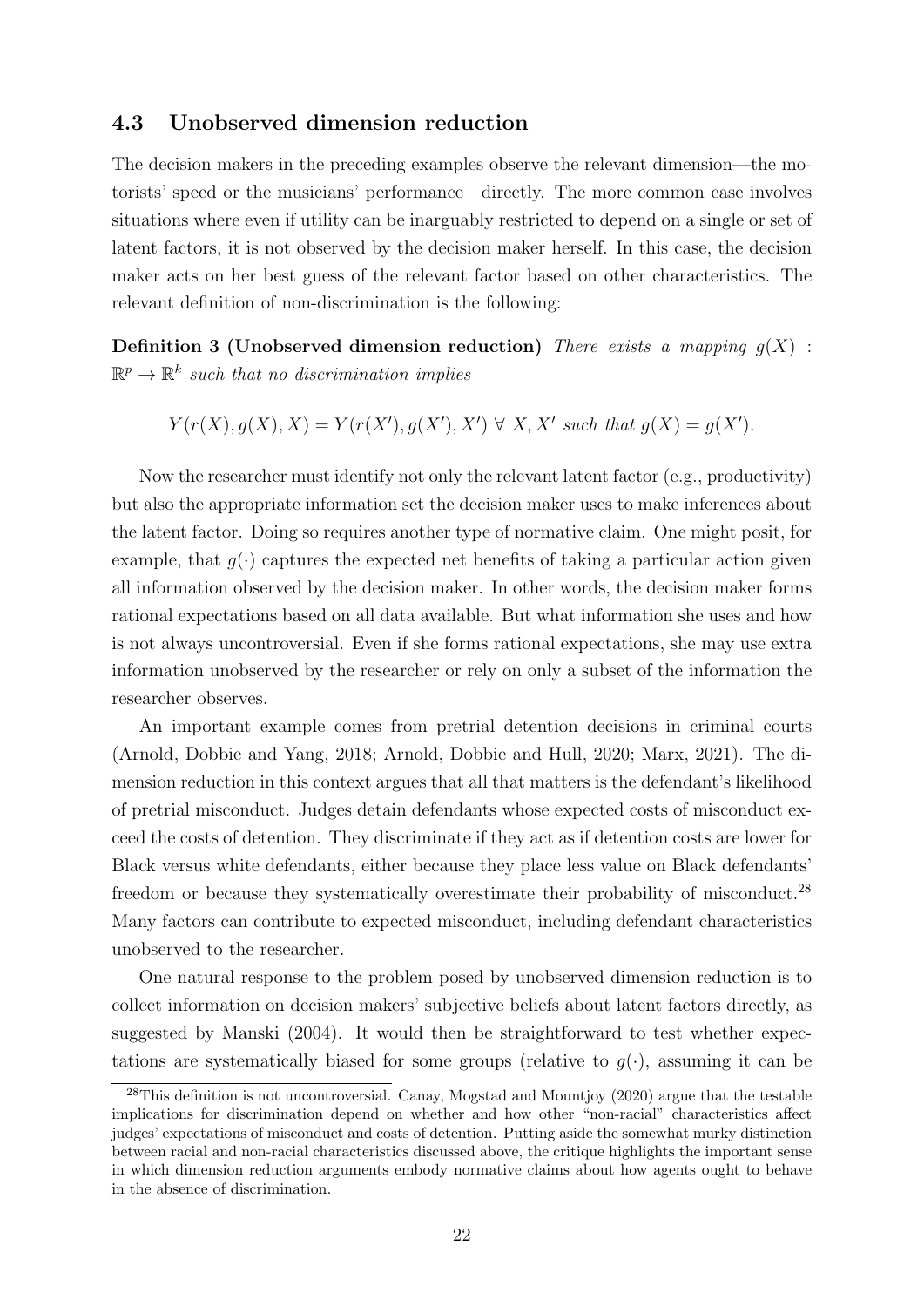### 4.3 Unobserved dimension reduction

The decision makers in the preceding examples observe the relevant dimension—the motorists' speed or the musicians' performance—directly. The more common case involves situations where even if utility can be inarguably restricted to depend on a single or set of latent factors, it is not observed by the decision maker herself. In this case, the decision maker acts on her best guess of the relevant factor based on other characteristics. The relevant definition of non-discrimination is the following:

**Definition 3 (Unobserved dimension reduction)** *There exists a mapping $g(X) : \mathbb{R}^p \to \mathbb{R}^k$ such that no discrimination implies*

$$Y(r(X), g(X), X) = Y(r(X'), g(X'), X') \;\forall\; X, X' \text{ such that } g(X) = g(X').$$

Now the researcher must identify not only the relevant latent factor (e.g., productivity) but also the appropriate information set the decision maker uses to make inferences about the latent factor. Doing so requires another type of normative claim. One might posit, for example, that $g(\cdot)$ captures the expected net benefits of taking a particular action given all information observed by the decision maker. In other words, the decision maker forms rational expectations based on all data available. But what information she uses and how is not always uncontroversial. Even if she forms rational expectations, she may use extra information unobserved by the researcher or rely on only a subset of the information the researcher observes.

An important example comes from pretrial detention decisions in criminal courts (Arnold, Dobbie and Yang, 2018; Arnold, Dobbie and Hull, 2020; Marx, 2021). The dimension reduction in this context argues that all that matters is the defendant's likelihood of pretrial misconduct. Judges detain defendants whose expected costs of misconduct exceed the costs of detention. They discriminate if they act as if detention costs are lower for Black versus white defendants, either because they place less value on Black defendants' freedom or because they systematically overestimate their probability of misconduct.[28] Many factors can contribute to expected misconduct, including defendant characteristics unobserved to the researcher.

One natural response to the problem posed by unobserved dimension reduction is to collect information on decision makers' subjective beliefs about latent factors directly, as suggested by Manski (2004). It would then be straightforward to test whether expectations are systematically biased for some groups (relative to $g(\cdot)$, assuming it can be

[28] This definition is not uncontroversial. Canay, Mogstad and Mountjoy (2020) argue that the testable implications for discrimination depend on whether and how other "non-racial" characteristics affect judges' expectations of misconduct and costs of detention. Putting aside the somewhat murky distinction between racial and non-racial characteristics discussed above, the critique highlights the important sense in which dimension reduction arguments embody normative claims about how agents ought to behave in the absence of discrimination.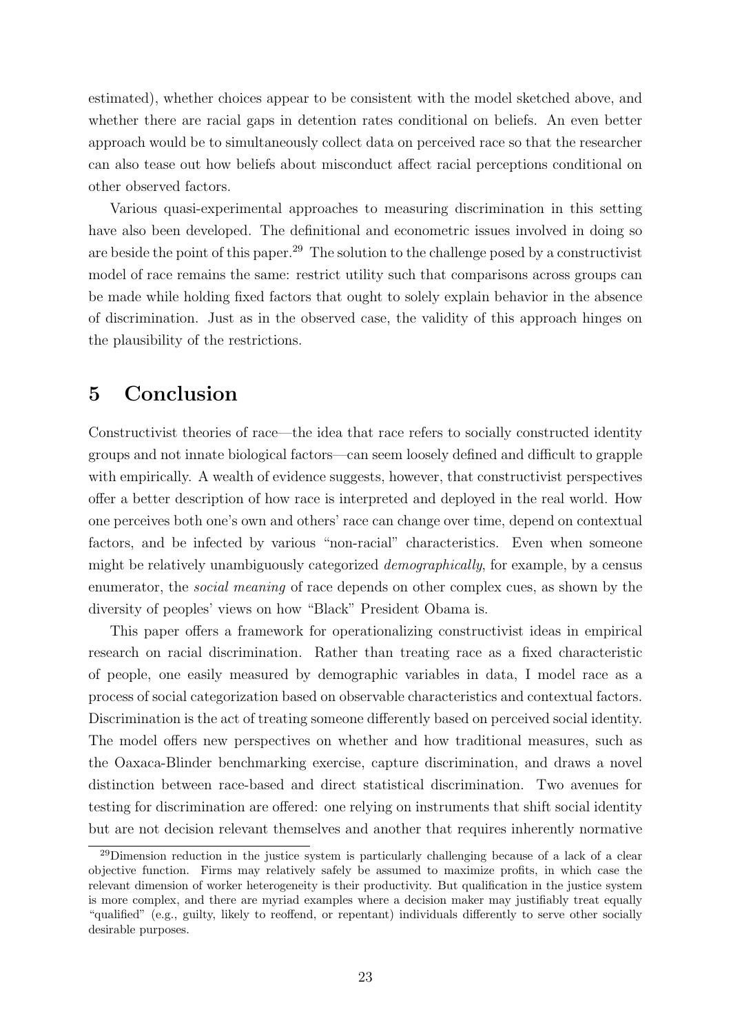estimated), whether choices appear to be consistent with the model sketched above, and whether there are racial gaps in detention rates conditional on beliefs. An even better approach would be to simultaneously collect data on perceived race so that the researcher can also tease out how beliefs about misconduct affect racial perceptions conditional on other observed factors.

Various quasi-experimental approaches to measuring discrimination in this setting have also been developed. The definitional and econometric issues involved in doing so are beside the point of this paper.[29] The solution to the challenge posed by a constructivist model of race remains the same: restrict utility such that comparisons across groups can be made while holding fixed factors that ought to solely explain behavior in the absence of discrimination. Just as in the observed case, the validity of this approach hinges on the plausibility of the restrictions.

# 5 Conclusion

Constructivist theories of race—the idea that race refers to socially constructed identity groups and not innate biological factors—can seem loosely defined and difficult to grapple with empirically. A wealth of evidence suggests, however, that constructivist perspectives offer a better description of how race is interpreted and deployed in the real world. How one perceives both one's own and others' race can change over time, depend on contextual factors, and be infected by various "non-racial" characteristics. Even when someone might be relatively unambiguously categorized *demographically*, for example, by a census enumerator, the *social meaning* of race depends on other complex cues, as shown by the diversity of peoples' views on how "Black" President Obama is.

This paper offers a framework for operationalizing constructivist ideas in empirical research on racial discrimination. Rather than treating race as a fixed characteristic of people, one easily measured by demographic variables in data, I model race as a process of social categorization based on observable characteristics and contextual factors. Discrimination is the act of treating someone differently based on perceived social identity. The model offers new perspectives on whether and how traditional measures, such as the Oaxaca-Blinder benchmarking exercise, capture discrimination, and draws a novel distinction between race-based and direct statistical discrimination. Two avenues for testing for discrimination are offered: one relying on instruments that shift social identity but are not decision relevant themselves and another that requires inherently normative

[29] Dimension reduction in the justice system is particularly challenging because of a lack of a clear objective function. Firms may relatively safely be assumed to maximize profits, in which case the relevant dimension of worker heterogeneity is their productivity. But qualification in the justice system is more complex, and there are myriad examples where a decision maker may justifiably treat equally "qualified" (e.g., guilty, likely to reoffend, or repentant) individuals differently to serve other socially desirable purposes.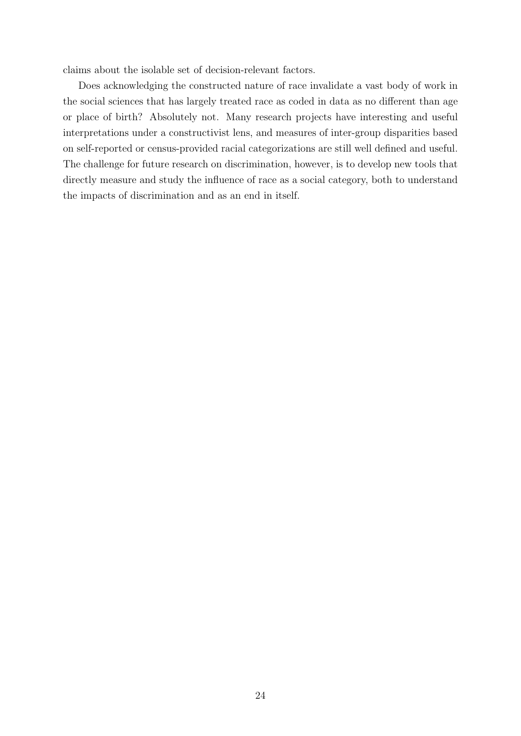claims about the isolable set of decision-relevant factors.

Does acknowledging the constructed nature of race invalidate a vast body of work in the social sciences that has largely treated race as coded in data as no different than age or place of birth? Absolutely not. Many research projects have interesting and useful interpretations under a constructivist lens, and measures of inter-group disparities based on self-reported or census-provided racial categorizations are still well defined and useful. The challenge for future research on discrimination, however, is to develop new tools that directly measure and study the influence of race as a social category, both to understand the impacts of discrimination and as an end in itself.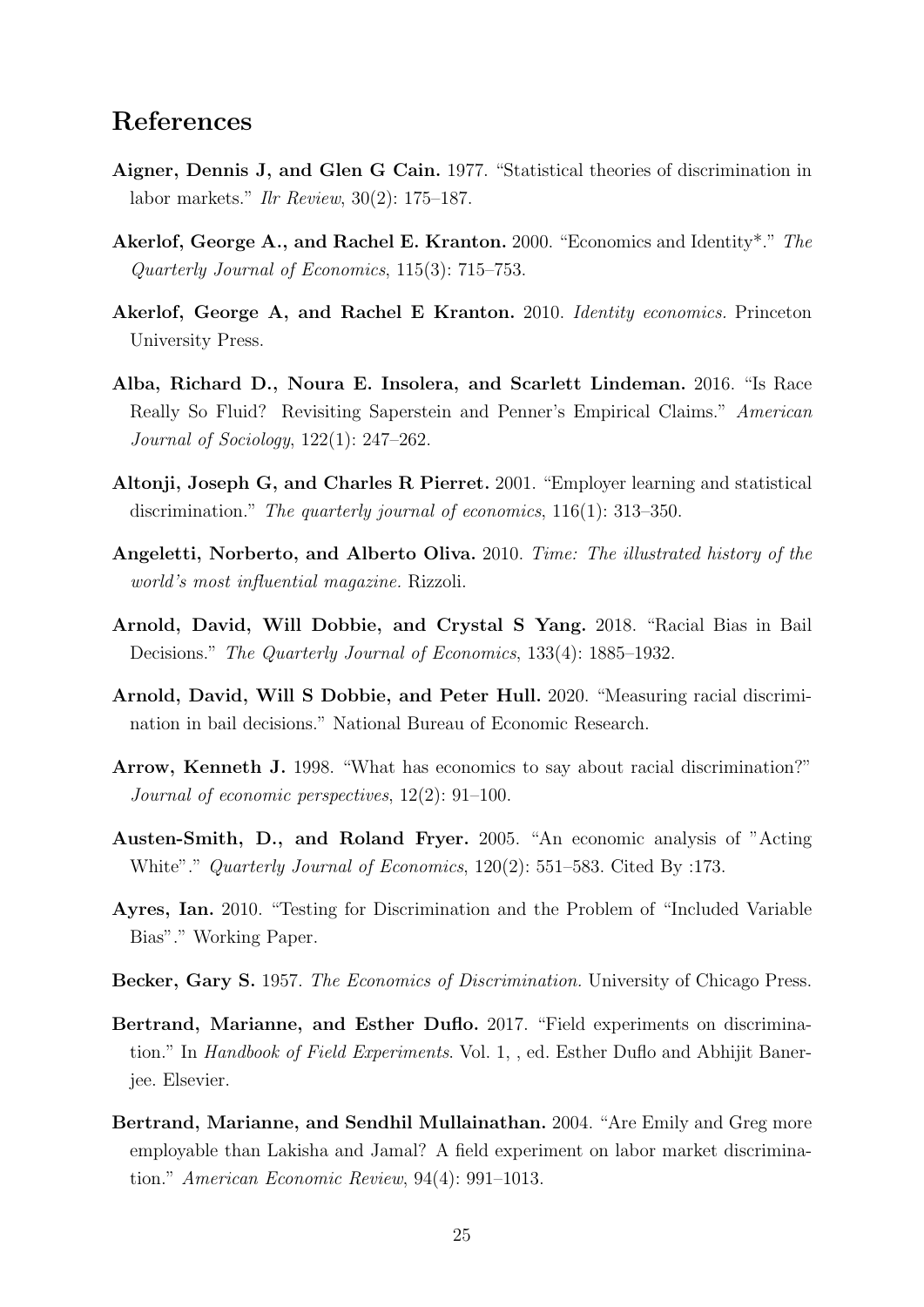# References

**Aigner, Dennis J, and Glen G Cain.** 1977. "Statistical theories of discrimination in labor markets." *Ilr Review*, 30(2): 175–187.

**Akerlof, George A., and Rachel E. Kranton.** 2000. "Economics and Identity*." *The Quarterly Journal of Economics*, 115(3): 715–753.

**Akerlof, George A, and Rachel E Kranton.** 2010. *Identity economics.* Princeton University Press.

**Alba, Richard D., Noura E. Insolera, and Scarlett Lindeman.** 2016. "Is Race Really So Fluid? Revisiting Saperstein and Penner's Empirical Claims." *American Journal of Sociology*, 122(1): 247–262.

**Altonji, Joseph G, and Charles R Pierret.** 2001. "Employer learning and statistical discrimination." *The quarterly journal of economics*, 116(1): 313–350.

**Angeletti, Norberto, and Alberto Oliva.** 2010. *Time: The illustrated history of the world's most influential magazine.* Rizzoli.

**Arnold, David, Will Dobbie, and Crystal S Yang.** 2018. "Racial Bias in Bail Decisions." *The Quarterly Journal of Economics*, 133(4): 1885–1932.

**Arnold, David, Will S Dobbie, and Peter Hull.** 2020. "Measuring racial discrimination in bail decisions." National Bureau of Economic Research.

**Arrow, Kenneth J.** 1998. "What has economics to say about racial discrimination?" *Journal of economic perspectives*, 12(2): 91–100.

**Austen-Smith, D., and Roland Fryer.** 2005. "An economic analysis of "Acting White"." *Quarterly Journal of Economics*, 120(2): 551–583. Cited By :173.

**Ayres, Ian.** 2010. "Testing for Discrimination and the Problem of "Included Variable Bias"." Working Paper.

**Becker, Gary S.** 1957. *The Economics of Discrimination.* University of Chicago Press.

**Bertrand, Marianne, and Esther Duflo.** 2017. "Field experiments on discrimination." In *Handbook of Field Experiments*. Vol. 1, , ed. Esther Duflo and Abhijit Banerjee. Elsevier.

**Bertrand, Marianne, and Sendhil Mullainathan.** 2004. "Are Emily and Greg more employable than Lakisha and Jamal? A field experiment on labor market discrimination." *American Economic Review*, 94(4): 991–1013.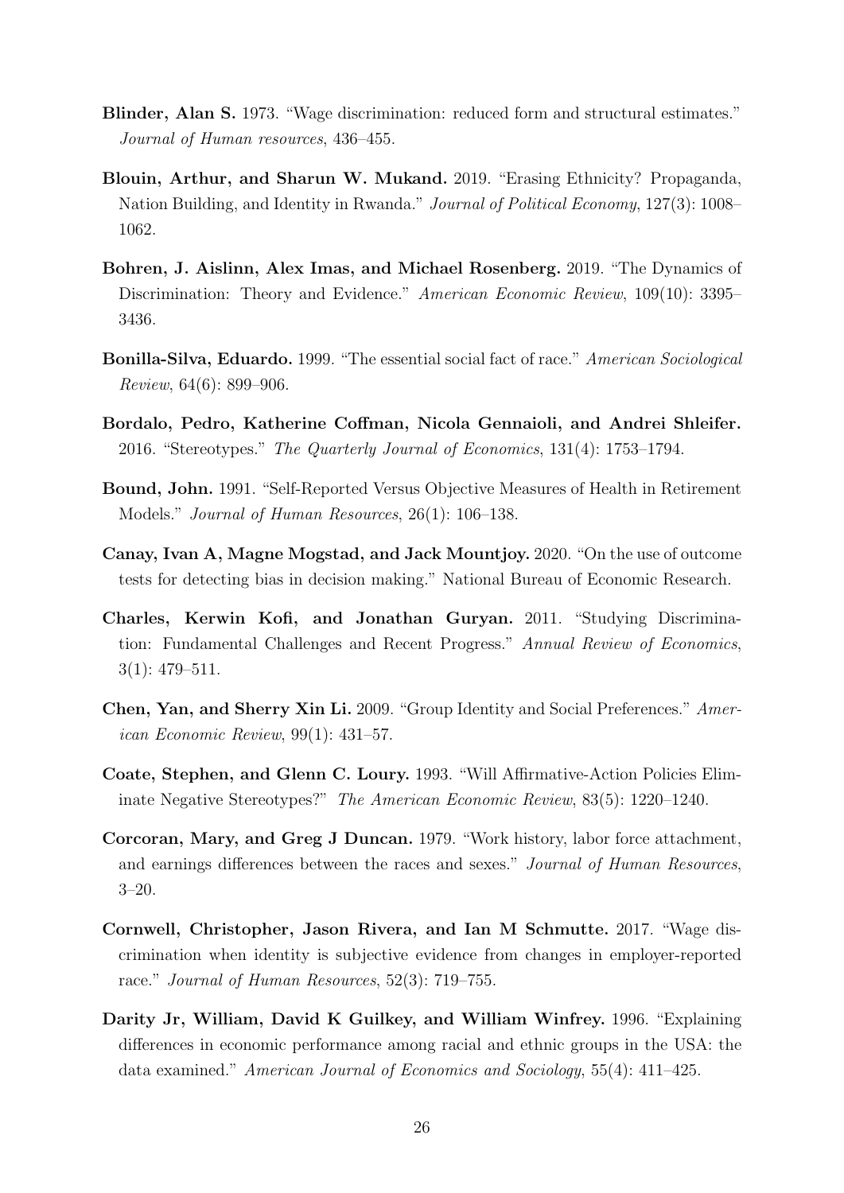**Blinder, Alan S.** 1973. "Wage discrimination: reduced form and structural estimates." *Journal of Human resources*, 436–455.

**Blouin, Arthur, and Sharun W. Mukand.** 2019. "Erasing Ethnicity? Propaganda, Nation Building, and Identity in Rwanda." *Journal of Political Economy*, 127(3): 1008–1062.

**Bohren, J. Aislinn, Alex Imas, and Michael Rosenberg.** 2019. "The Dynamics of Discrimination: Theory and Evidence." *American Economic Review*, 109(10): 3395–3436.

**Bonilla-Silva, Eduardo.** 1999. "The essential social fact of race." *American Sociological Review*, 64(6): 899–906.

**Bordalo, Pedro, Katherine Coffman, Nicola Gennaioli, and Andrei Shleifer.** 2016. "Stereotypes." *The Quarterly Journal of Economics*, 131(4): 1753–1794.

**Bound, John.** 1991. "Self-Reported Versus Objective Measures of Health in Retirement Models." *Journal of Human Resources*, 26(1): 106–138.

**Canay, Ivan A, Magne Mogstad, and Jack Mountjoy.** 2020. "On the use of outcome tests for detecting bias in decision making." National Bureau of Economic Research.

**Charles, Kerwin Kofi, and Jonathan Guryan.** 2011. "Studying Discrimination: Fundamental Challenges and Recent Progress." *Annual Review of Economics*, 3(1): 479–511.

**Chen, Yan, and Sherry Xin Li.** 2009. "Group Identity and Social Preferences." *American Economic Review*, 99(1): 431–57.

**Coate, Stephen, and Glenn C. Loury.** 1993. "Will Affirmative-Action Policies Eliminate Negative Stereotypes?" *The American Economic Review*, 83(5): 1220–1240.

**Corcoran, Mary, and Greg J Duncan.** 1979. "Work history, labor force attachment, and earnings differences between the races and sexes." *Journal of Human Resources*, 3–20.

**Cornwell, Christopher, Jason Rivera, and Ian M Schmutte.** 2017. "Wage discrimination when identity is subjective evidence from changes in employer-reported race." *Journal of Human Resources*, 52(3): 719–755.

**Darity Jr, William, David K Guilkey, and William Winfrey.** 1996. "Explaining differences in economic performance among racial and ethnic groups in the USA: the data examined." *American Journal of Economics and Sociology*, 55(4): 411–425.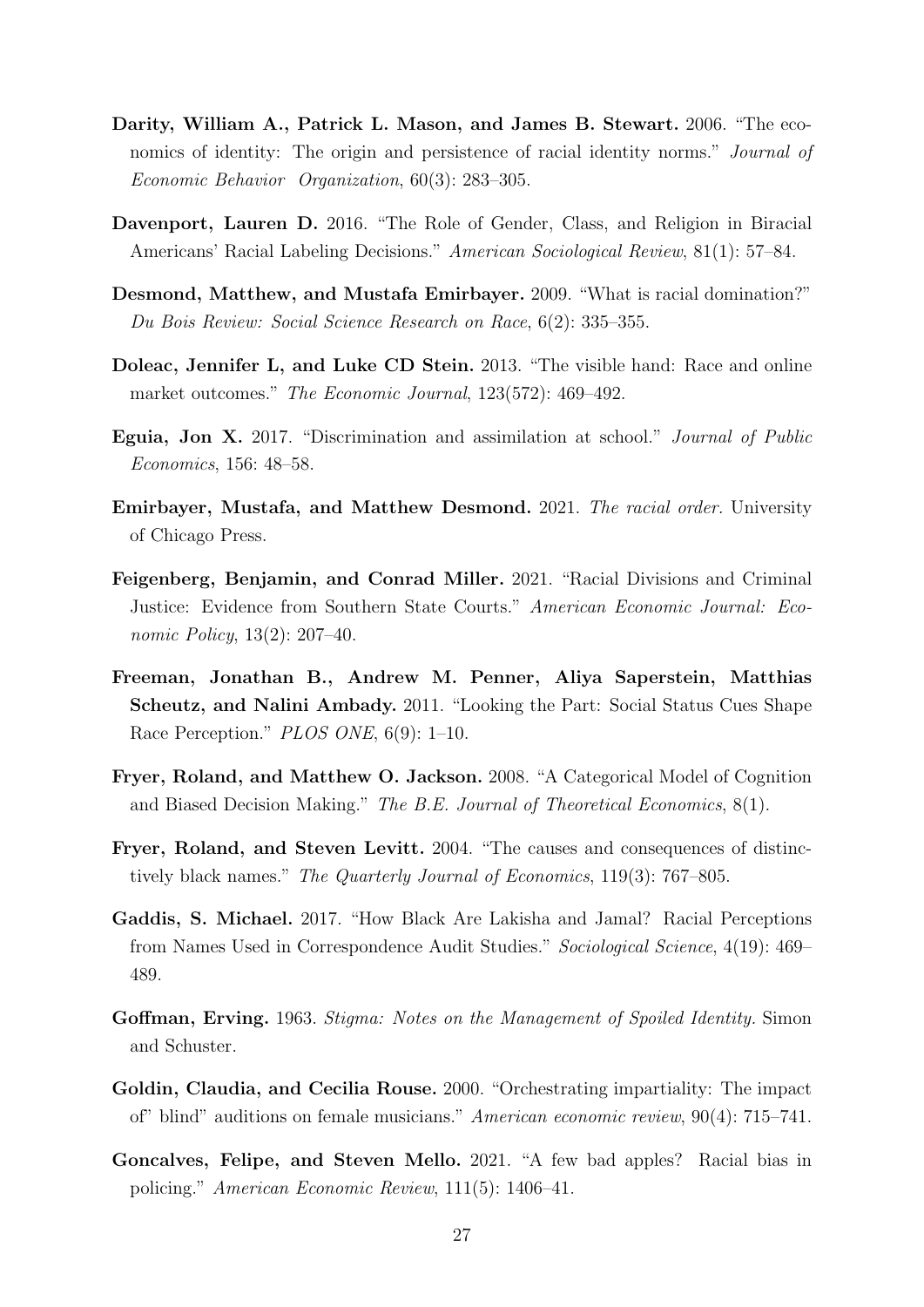**Darity, William A., Patrick L. Mason, and James B. Stewart.** 2006. "The economics of identity: The origin and persistence of racial identity norms." *Journal of Economic Behavior Organization*, 60(3): 283–305.

**Davenport, Lauren D.** 2016. "The Role of Gender, Class, and Religion in Biracial Americans' Racial Labeling Decisions." *American Sociological Review*, 81(1): 57–84.

**Desmond, Matthew, and Mustafa Emirbayer.** 2009. "What is racial domination?" *Du Bois Review: Social Science Research on Race*, 6(2): 335–355.

**Doleac, Jennifer L, and Luke CD Stein.** 2013. "The visible hand: Race and online market outcomes." *The Economic Journal*, 123(572): 469–492.

**Eguia, Jon X.** 2017. "Discrimination and assimilation at school." *Journal of Public Economics*, 156: 48–58.

**Emirbayer, Mustafa, and Matthew Desmond.** 2021. *The racial order*. University of Chicago Press.

**Feigenberg, Benjamin, and Conrad Miller.** 2021. "Racial Divisions and Criminal Justice: Evidence from Southern State Courts." *American Economic Journal: Economic Policy*, 13(2): 207–40.

**Freeman, Jonathan B., Andrew M. Penner, Aliya Saperstein, Matthias Scheutz, and Nalini Ambady.** 2011. "Looking the Part: Social Status Cues Shape Race Perception." *PLOS ONE*, 6(9): 1–10.

**Fryer, Roland, and Matthew O. Jackson.** 2008. "A Categorical Model of Cognition and Biased Decision Making." *The B.E. Journal of Theoretical Economics*, 8(1).

**Fryer, Roland, and Steven Levitt.** 2004. "The causes and consequences of distinctively black names." *The Quarterly Journal of Economics*, 119(3): 767–805.

**Gaddis, S. Michael.** 2017. "How Black Are Lakisha and Jamal? Racial Perceptions from Names Used in Correspondence Audit Studies." *Sociological Science*, 4(19): 469–489.

**Goffman, Erving.** 1963. *Stigma: Notes on the Management of Spoiled Identity.* Simon and Schuster.

**Goldin, Claudia, and Cecilia Rouse.** 2000. "Orchestrating impartiality: The impact of" blind" auditions on female musicians." *American economic review*, 90(4): 715–741.

**Goncalves, Felipe, and Steven Mello.** 2021. "A few bad apples? Racial bias in policing." *American Economic Review*, 111(5): 1406–41.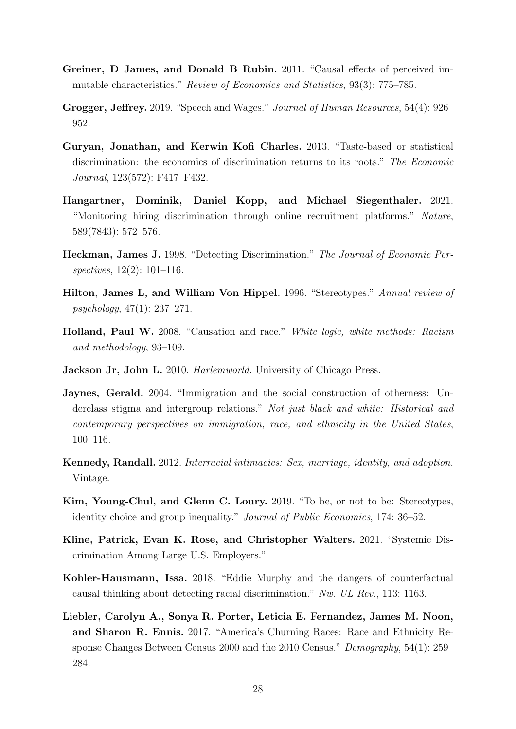**Greiner, D James, and Donald B Rubin.** 2011. "Causal effects of perceived immutable characteristics." *Review of Economics and Statistics*, 93(3): 775–785.

**Grogger, Jeffrey.** 2019. "Speech and Wages." *Journal of Human Resources*, 54(4): 926–952.

**Guryan, Jonathan, and Kerwin Kofi Charles.** 2013. "Taste-based or statistical discrimination: the economics of discrimination returns to its roots." *The Economic Journal*, 123(572): F417–F432.

**Hangartner, Dominik, Daniel Kopp, and Michael Siegenthaler.** 2021. "Monitoring hiring discrimination through online recruitment platforms." *Nature*, 589(7843): 572–576.

**Heckman, James J.** 1998. "Detecting Discrimination." *The Journal of Economic Perspectives*, 12(2): 101–116.

**Hilton, James L, and William Von Hippel.** 1996. "Stereotypes." *Annual review of psychology*, 47(1): 237–271.

**Holland, Paul W.** 2008. "Causation and race." *White logic, white methods: Racism and methodology*, 93–109.

**Jackson Jr, John L.** 2010. *Harlemworld.* University of Chicago Press.

**Jaynes, Gerald.** 2004. "Immigration and the social construction of otherness: Underclass stigma and intergroup relations." *Not just black and white: Historical and contemporary perspectives on immigration, race, and ethnicity in the United States*, 100–116.

**Kennedy, Randall.** 2012. *Interracial intimacies: Sex, marriage, identity, and adoption.* Vintage.

**Kim, Young-Chul, and Glenn C. Loury.** 2019. "To be, or not to be: Stereotypes, identity choice and group inequality." *Journal of Public Economics*, 174: 36–52.

**Kline, Patrick, Evan K. Rose, and Christopher Walters.** 2021. "Systemic Discrimination Among Large U.S. Employers."

**Kohler-Hausmann, Issa.** 2018. "Eddie Murphy and the dangers of counterfactual causal thinking about detecting racial discrimination." *Nw. UL Rev.*, 113: 1163.

**Liebler, Carolyn A., Sonya R. Porter, Leticia E. Fernandez, James M. Noon, and Sharon R. Ennis.** 2017. "America's Churning Races: Race and Ethnicity Response Changes Between Census 2000 and the 2010 Census." *Demography*, 54(1): 259–284.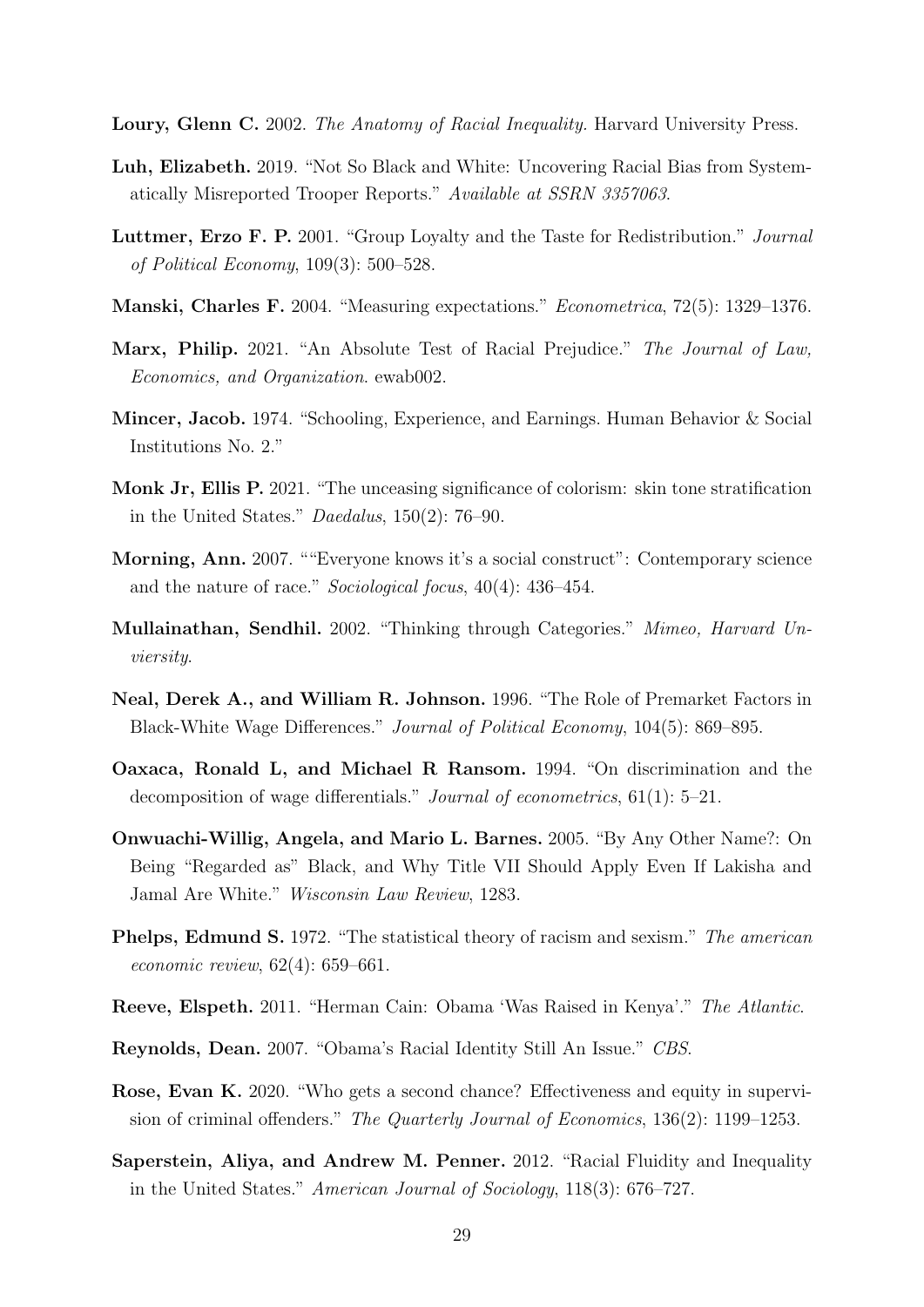**Loury, Glenn C.** 2002. *The Anatomy of Racial Inequality.* Harvard University Press.

**Luh, Elizabeth.** 2019. "Not So Black and White: Uncovering Racial Bias from Systematically Misreported Trooper Reports." *Available at SSRN 3357063.*

**Luttmer, Erzo F. P.** 2001. "Group Loyalty and the Taste for Redistribution." *Journal of Political Economy*, 109(3): 500–528.

**Manski, Charles F.** 2004. "Measuring expectations." *Econometrica*, 72(5): 1329–1376.

**Marx, Philip.** 2021. "An Absolute Test of Racial Prejudice." *The Journal of Law, Economics, and Organization.* ewab002.

**Mincer, Jacob.** 1974. "Schooling, Experience, and Earnings. Human Behavior & Social Institutions No. 2."

**Monk Jr, Ellis P.** 2021. "The unceasing significance of colorism: skin tone stratification in the United States." *Daedalus*, 150(2): 76–90.

**Morning, Ann.** 2007. ""Everyone knows it's a social construct": Contemporary science and the nature of race." *Sociological focus*, 40(4): 436–454.

**Mullainathan, Sendhil.** 2002. "Thinking through Categories." *Mimeo, Harvard Unviersity.*

**Neal, Derek A., and William R. Johnson.** 1996. "The Role of Premarket Factors in Black-White Wage Differences." *Journal of Political Economy*, 104(5): 869–895.

**Oaxaca, Ronald L, and Michael R Ransom.** 1994. "On discrimination and the decomposition of wage differentials." *Journal of econometrics*, 61(1): 5–21.

**Onwuachi-Willig, Angela, and Mario L. Barnes.** 2005. "By Any Other Name?: On Being "Regarded as" Black, and Why Title VII Should Apply Even If Lakisha and Jamal Are White." *Wisconsin Law Review*, 1283.

**Phelps, Edmund S.** 1972. "The statistical theory of racism and sexism." *The american economic review*, 62(4): 659–661.

**Reeve, Elspeth.** 2011. "Herman Cain: Obama 'Was Raised in Kenya'." *The Atlantic.*

**Reynolds, Dean.** 2007. "Obama's Racial Identity Still An Issue." *CBS.*

**Rose, Evan K.** 2020. "Who gets a second chance? Effectiveness and equity in supervision of criminal offenders." *The Quarterly Journal of Economics*, 136(2): 1199–1253.

**Saperstein, Aliya, and Andrew M. Penner.** 2012. "Racial Fluidity and Inequality in the United States." *American Journal of Sociology*, 118(3): 676–727.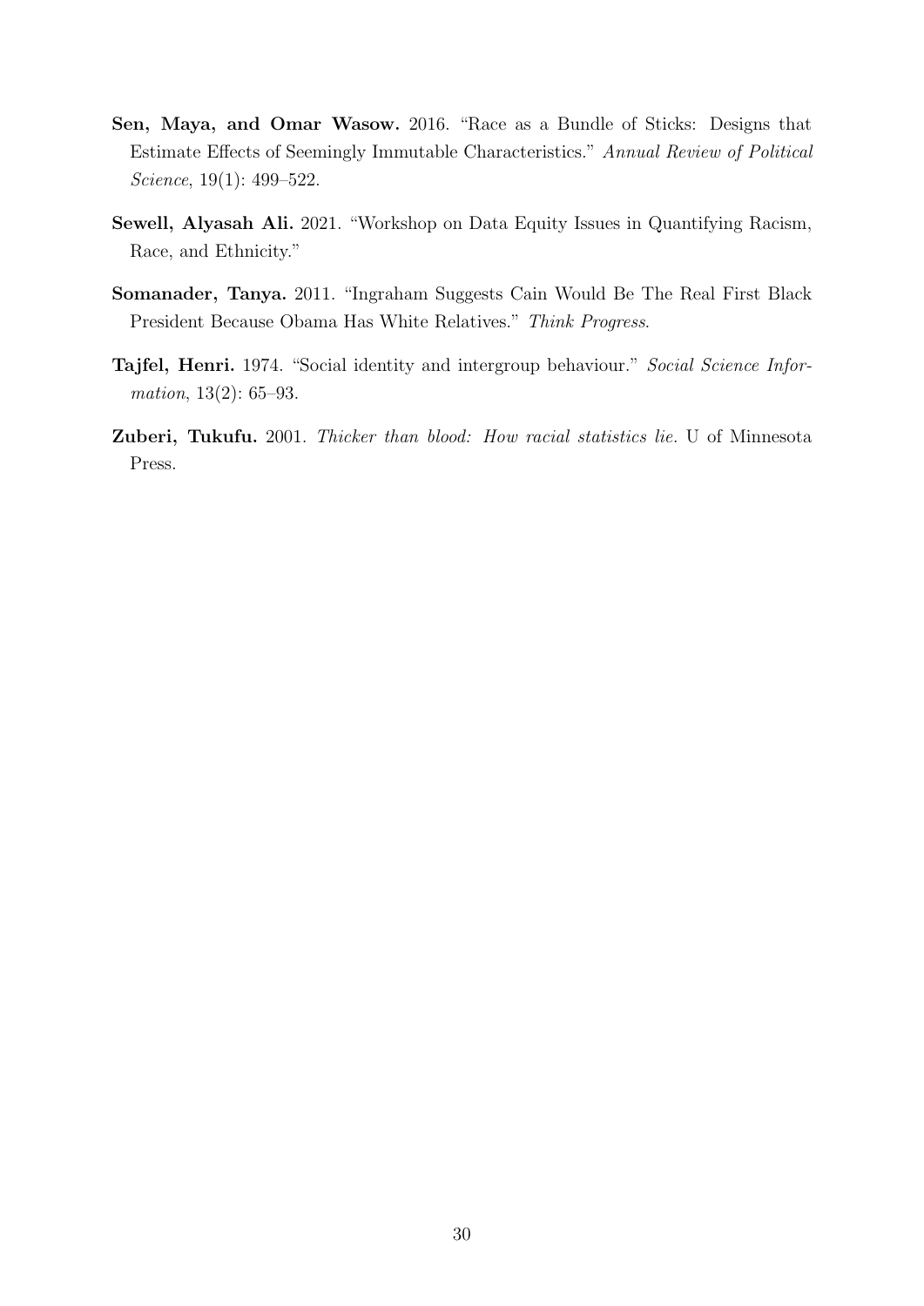**Sen, Maya, and Omar Wasow.** 2016. "Race as a Bundle of Sticks: Designs that Estimate Effects of Seemingly Immutable Characteristics." *Annual Review of Political Science*, 19(1): 499–522.

**Sewell, Alyasah Ali.** 2021. "Workshop on Data Equity Issues in Quantifying Racism, Race, and Ethnicity."

**Somanader, Tanya.** 2011. "Ingraham Suggests Cain Would Be The Real First Black President Because Obama Has White Relatives." *Think Progress*.

**Tajfel, Henri.** 1974. "Social identity and intergroup behaviour." *Social Science Information*, 13(2): 65–93.

**Zuberi, Tukufu.** 2001. *Thicker than blood: How racial statistics lie.* U of Minnesota Press.